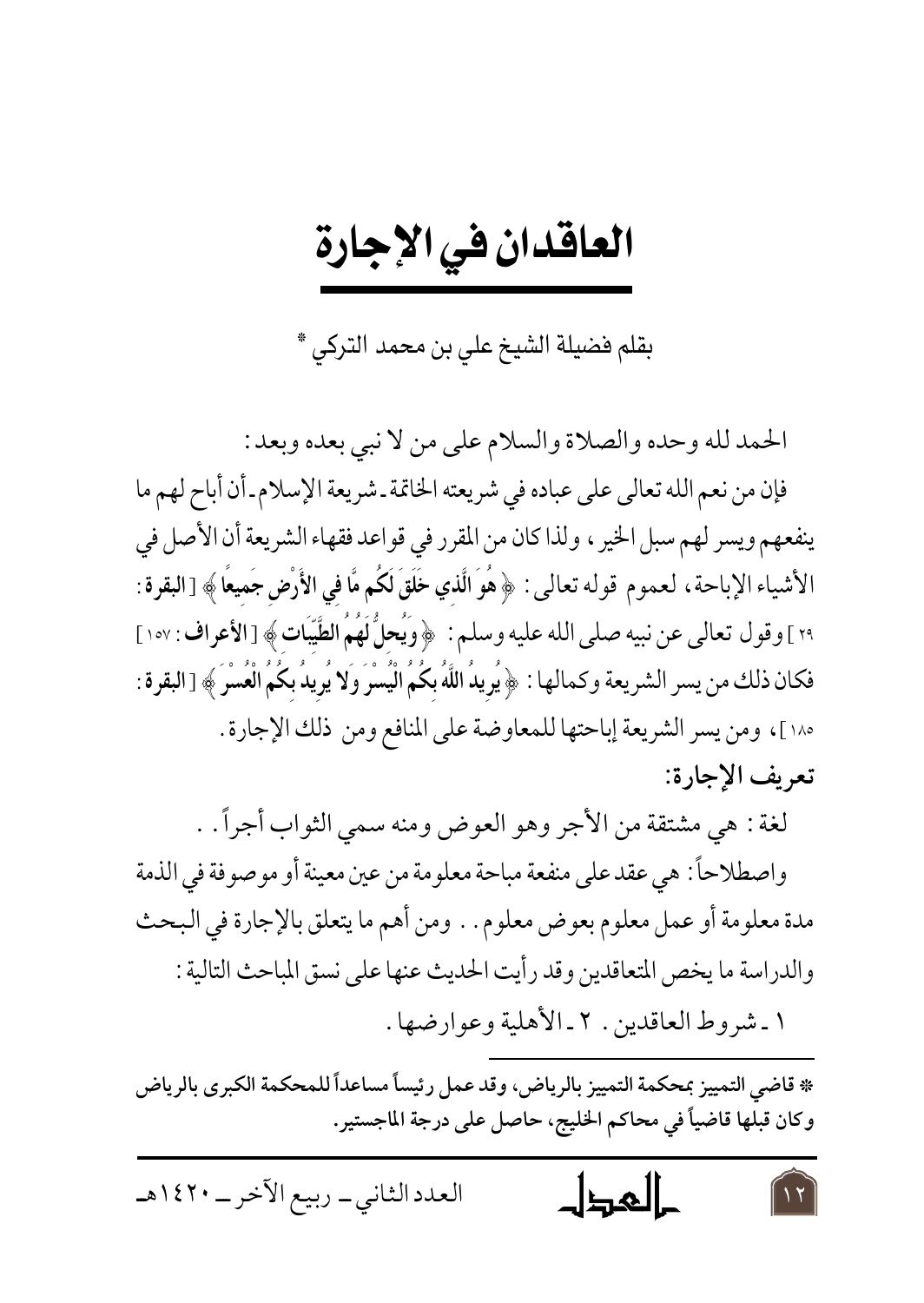# العاقدان في الإجارة

بقلم فضيلة الشيخ علي بن محمد التركي *

الحمد لله وحده والصلاة والسلام على من لا نبي بعده وبعد:

فإن من نعم الله تعالى على عباده في شريعته الخاتمة - شريعة الإسلام - أن أباح لهم ما ينفعهم ويسر لهم سبل الخير، ولذا كان من المقرر في قواعد فقهاء الشريعة أن الأصل في الأشياء الإباحة، لعموم قوله تعالى: ﴿ **هُوَ الَّذِي خَلَقَ لَكُم مَّا فِي الأَرْضِ جَمِيعًا** ﴾ [**البقرة**: ٢٩] وقول تعالى عن نبيه صلى الله عليه وسلم: ﴿ **وَيُحِلُّ لَهُمُ الطَّيِّبَات** ﴾ [**الأعراف**: ١٥٧] فكان ذلك من يسر الشريعة وكمالها: ﴿ **يُرِيدُ اللَّهُ بِكُمُ الْيُسْرَ وَلا يُرِيدُ بِكُمُ الْعُسْرَ** ﴾ [**البقرة**: ١٨٥]، ومن يسر الشريعة إباحتها للمعاوضة على المنافع ومن ذلك الإجارة.

**تعريف الإجارة:**

لغة: هي مشتقة من الأجر وهو العوض ومنه سمي الثواب أجراً..

واصطلاحاً: هي عقد على منفعة مباحة معلومة من عين معينة أو موصوفة في الذمة مدة معلومة أو عمل معلوم بعوض معلوم.. ومن أهم ما يتعلق بالإجارة في البحث والدراسة ما يخص المتعاقدين وقد رأيت الحديث عنها على نسق المباحث التالية:

١ - شروط العاقدين. ٢ - الأهلية وعوارضها.

---

* **قاضي التمييز بمحكمة التمييز بالرياض، وقد عمل رئيساً مساعداً للمحكمة الكبرى بالرياض وكان قبلها قاضياً في محاكم الخليج، حاصل على درجة الماجستير.**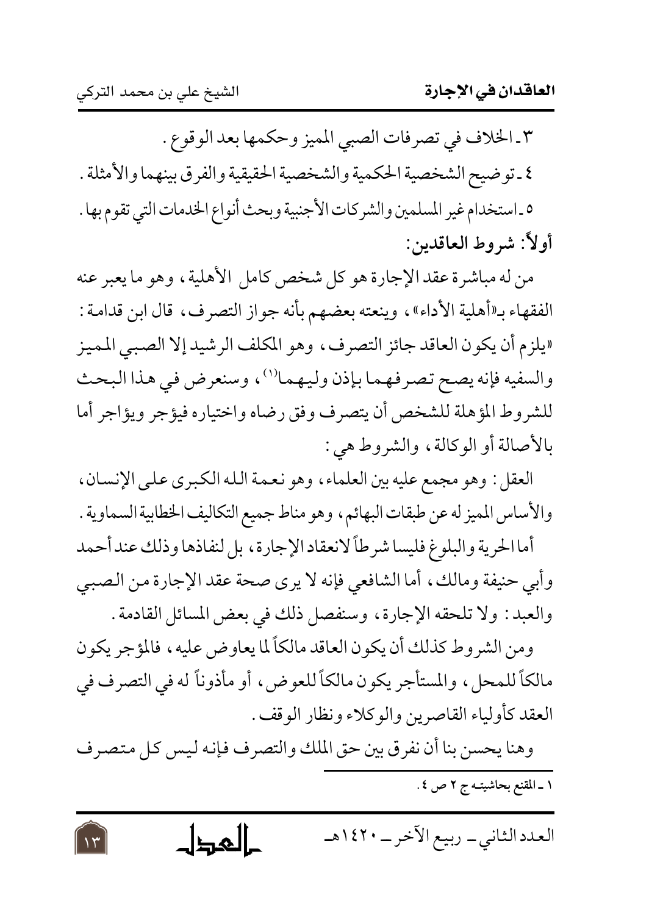٣ ـ الخلاف في تصرفات الصبي المميز وحكمها بعد الوقوع .

٤ ـ توضيح الشخصية الحكمية والشخصية الحقيقية والفرق بينهما والأمثلة .

٥ ـ استخدام غير المسلمين والشركات الأجنبية وبحث أنواع الخدمات التي تقوم بها .

**أولاً: شروط العاقدين:**

من له مباشرة عقد الإجارة هو كل شخص كامل الأهلية ، وهو ما يعبر عنه الفقهاء بـ«أهلية الأداء» ، وينعته بعضهم بأنه جواز التصرف ، قال ابن قدامة : «يلزم أن يكون العاقد جائز التصرف ، وهو المكلف الرشيد إلا الصبي المميز والسفيه فإنه يصح تصرفهما بإذن وليهما»[1] ، وسنعرض في هذا البحث للشروط المؤهلة للشخص أن يتصرف وفق رضاه واختياره فيؤجر ويؤاجر أما بالأصالة أو الوكالة ، والشروط هي :

العقل : وهو مجمع عليه بين العلماء ، وهو نعمة الله الكبرى على الإنسان ، والأساس المميز له عن طبقات البهائم ، وهو مناط جميع التكاليف الخطابية السماوية .

أما الحرية والبلوغ فليسا شرطاً لانعقاد الإجارة ، بل لنفاذها وذلك عند أحمد وأبي حنيفة ومالك ، أما الشافعي فإنه لا يرى صحة عقد الإجارة من الصبي والعبد : ولا تلحقه الإجارة ، وسنفصل ذلك في بعض المسائل القادمة .

ومن الشروط كذلك أن يكون العاقد مالكاً لما يعاوض عليه ، فالمؤجر يكون مالكاً للمحل ، والمستأجر يكون مالكاً للعوض ، أو مأذوناً له في التصرف في العقد كأولياء القاصرين والوكلاء ونظار الوقف .

وهنا يحسن بنا أن نفرق بين حق الملك والتصرف فإنه ليس كل متصرف

---

١ ـ المقنع بحاشيته ج ٢ ص ٤ .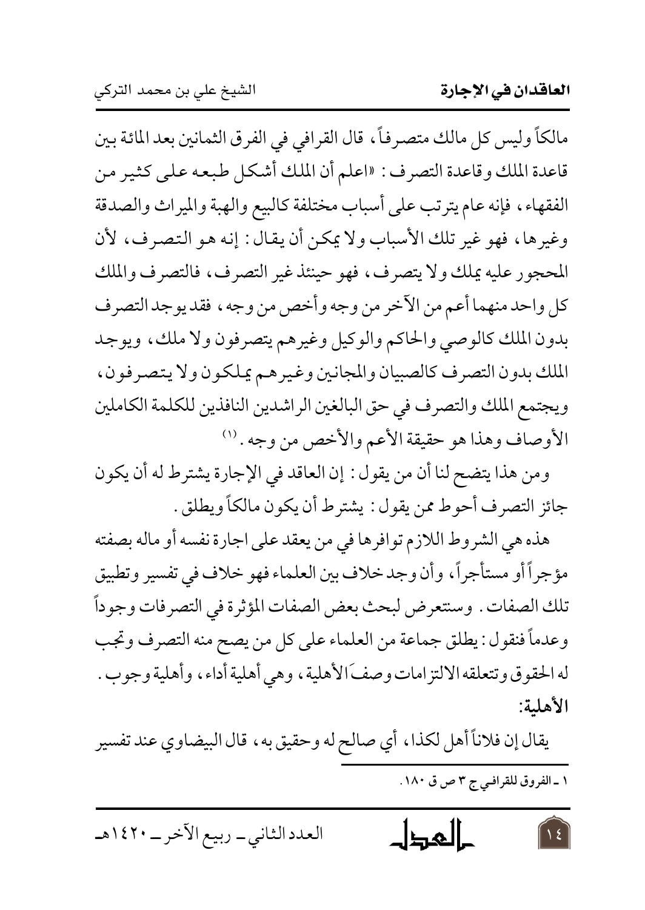مالكاً وليس كل مالك متصرفاً، قال القرافي في الفرق الثمانين بعد المائة بين قاعدة الملك وقاعدة التصرف: «اعلم أن الملك أشكل طبعه على كثير من الفقهاء، فإنه عام يترتب على أسباب مختلفة كالبيع والهبة والميراث والصدقة وغيرها، فهو غير تلك الأسباب ولا يمكن أن يقال: إنه هو التصرف، لأن المحجور عليه يملك ولا يتصرف، فهو حينئذ غير التصرف، فالتصرف والملك كل واحد منهما أعم من الآخر من وجه وأخص من وجه، فقد يوجد التصرف بدون الملك كالوصي والحاكم والوكيل وغيرهم يتصرفون ولا ملك، ويوجد الملك بدون التصرف كالصبيان والمجانين وغيرهم يملكون ولا يتصرفون، ويجتمع الملك والتصرف في حق البالغين الراشدين النافذين للكلمة الكاملين الأوصاف وهذا هو حقيقة الأعم والأخص من وجه.[1]

ومن هذا يتضح لنا أن من يقول: إن العاقد في الإجارة يشترط له أن يكون جائز التصرف أحوط ممن يقول: يشترط أن يكون مالكاً ويطلق.

هذه هي الشروط اللازم توافرها في من يعقد على اجارة نفسه أو ماله بصفته مؤجراً أو مستأجراً، وأن وجد خلاف بين العلماء فهو خلاف في تفسير وتطبيق تلك الصفات. وستعرض لبحث بعض الصفات المؤثرة في التصرفات وجوداً وعدماً فنقول: يطلق جماعة من العلماء على كل من يصح منه التصرف وتجب له الحقوق وتتعلقه الالتزامات وصفَ الأهلية، وهي أهلية أداء، وأهلية وجوب.

**الأهلية:**

يقال إن فلاناً أهل لكذا، أي صالح له وحقيق به، قال البيضاوي عند تفسير

---

١ ـ الفروق للقرافي ج ٣ ص ق ١٨٠.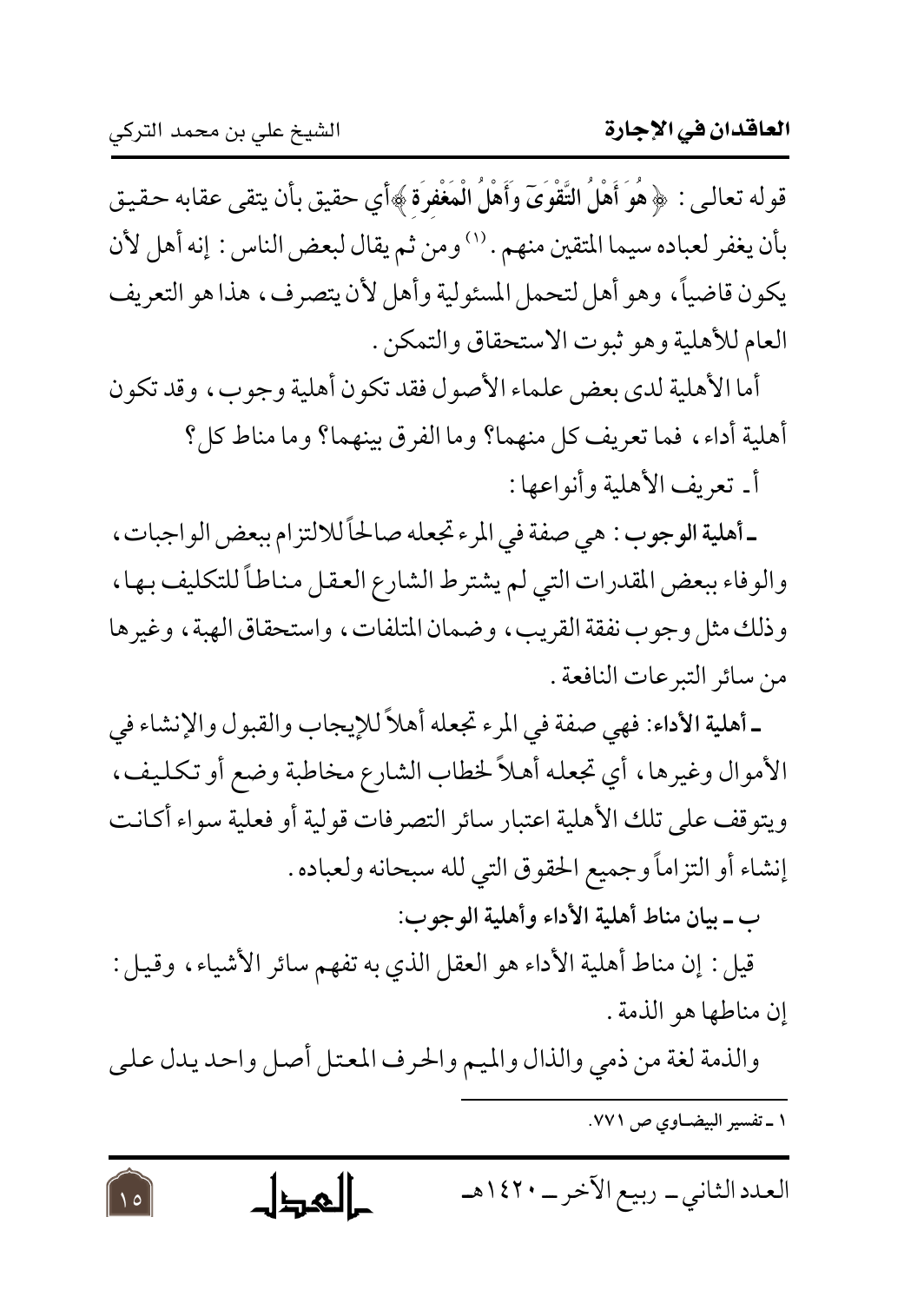قوله تعالى: ﴿ هُوَ أَهْلُ التَّقْوَىٰ وَأَهْلُ الْمَغْفِرَةِ ﴾أي حقيق بأن يتقى عقابه حقيق بأن يغفر لعباده سيما المتقين منهم.[1] ومن ثم يقال لبعض الناس: إنه أهل لأن يكون قاضياً، وهو أهل لتحمل المسئولية وأهل لأن يتصرف، هذا هو التعريف العام للأهلية وهو ثبوت الاستحقاق والتمكن.

أما الأهلية لدى بعض علماء الأصول فقد تكون أهلية وجوب، وقد تكون أهلية أداء، فما تعريف كل منهما؟ وما الفرق بينهما؟ وما مناط كل؟

أ ـ تعريف الأهلية وأنواعها:

ـ **أهلية الوجوب**: هي صفة في المرء تجعله صالحاً للالتزام ببعض الواجبات، والوفاء ببعض المقدرات التي لم يشترط الشارع العقل مناطاً للتكليف بها، وذلك مثل وجوب نفقة القريب، وضمان المتلفات، واستحقاق الهبة، وغيرها من سائر التبرعات النافعة.

ـ **أهلية الأداء**: فهي صفة في المرء تجعله أهلاً للإيجاب والقبول والإنشاء في الأموال وغيرها، أي تجعله أهلاً لخطاب الشارع مخاطبة وضع أو تكليف، ويتوقف على تلك الأهلية اعتبار سائر التصرفات قولية أو فعلية سواء أكانت إنشاء أو التزاماً وجميع الحقوق التي لله سبحانه ولعباده.

**ب ـ بيان مناط أهلية الأداء وأهلية الوجوب:**

قيل: إن مناط أهلية الأداء هو العقل الذي به تفهم سائر الأشياء، وقيل: إن مناطها هو الذمة.

والذمة لغة من ذمي والذال والميم والحرف المعتل أصل واحد يدل على

---

١ ـ تفسير البيضاوي ص ٧٧١.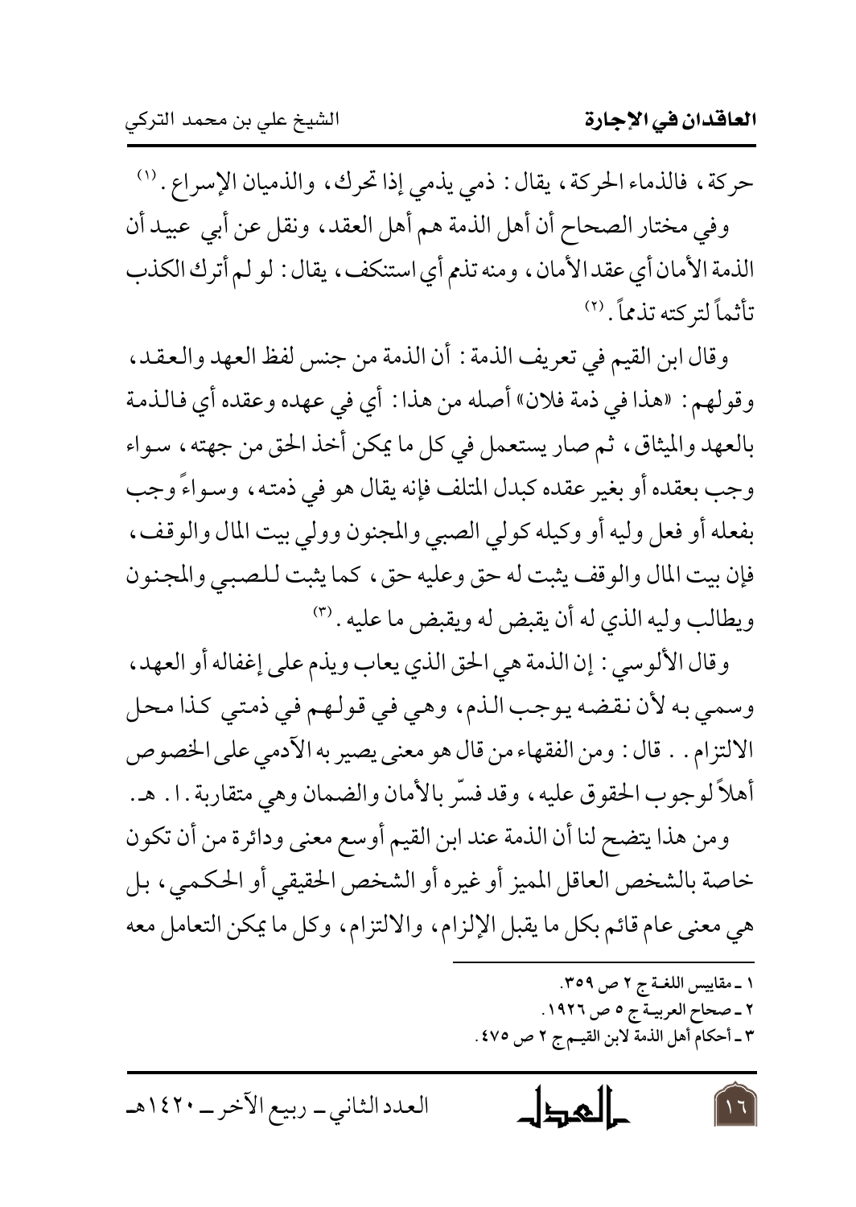حركة، فالذماء الحركة، يقال: ذمي يذمي إذا تحرك، والذميان الإسراع.[1]

وفي مختار الصحاح أن أهل الذمة هم أهل العقد، ونقل عن أبي عبيد أن الذمة الأمان أي عقد الأمان، ومنه تذمم أي استنكف، يقال: لو لم أترك الكذب تأثماً لتركته تذمماً.[2]

وقال ابن القيم في تعريف الذمة: أن الذمة من جنس لفظ العهد والعقد، وقولهم: «هذا في ذمة فلان» أصله من هذا: أي في عهده وعقده أي فالذمة بالعهد والميثاق، ثم صار يستعمل في كل ما يمكن أخذ الحق من جهته، سواء وجب بعقده أو بغير عقده كبدل المتلف فإنه يقال هو في ذمته، وسواءً وجب بفعله أو فعل وليه أو وكيله كولي الصبي والمجنون وولي بيت المال والوقف، فإن بيت المال والوقف يثبت له حق وعليه حق، كما يثبت للصبي والمجنون ويطالب وليه الذي له أن يقبض له ويقبض ما عليه.[3]

وقال الألوسي: إن الذمة هي الحق الذي يعاب ويذم على إغفاله أو العهد، وسمي به لأن نقضه يوجب الذم، وهي في قولهم في ذمتي كذا محل الالتزام. . قال: ومن الفقهاء من قال هو معنى يصير به الآدمي على الخصوص أهلاً لوجوب الحقوق عليه، وقد فسّر بالأمان والضمان وهي متقاربة. ا. هـ.

ومن هذا يتضح لنا أن الذمة عند ابن القيم أوسع معنى ودائرة من أن تكون خاصة بالشخص العاقل المميز أو غيره أو الشخص الحقيقي أو الحكمي، بل هي معنى عام قائم بكل ما يقبل الإلزام، والالتزام، وكل ما يمكن التعامل معه

---

١ ـ مقاييس اللغة ج ٢ ص ٣٥٩.

٢ ـ صحاح العربية ج ٥ ص ١٩٢٦.

٣ ـ أحكام أهل الذمة لابن القيم ج ٢ ص ٤٧٥.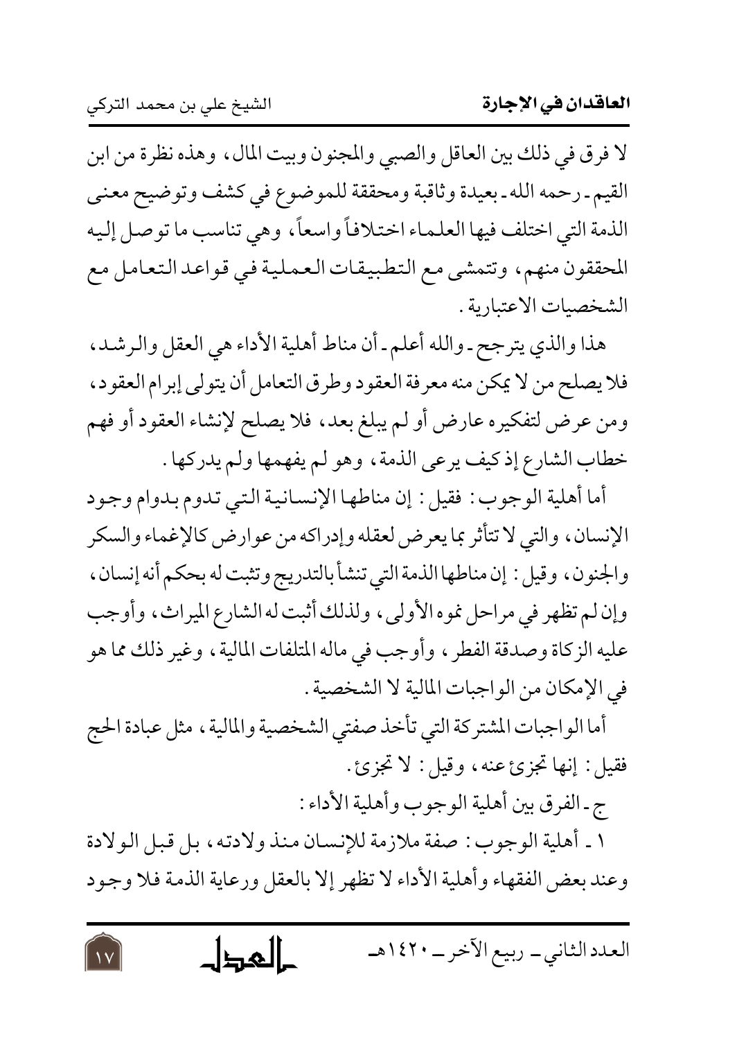لا فرق في ذلك بين العاقل والصبي والمجنون وبيت المال، وهذه نظرة من ابن القيم ـ رحمه الله ـ بعيدة وثاقبة ومحققة للموضوع في كشف وتوضيح معنى الذمة التي اختلف فيها العلماء اختلافاً واسعاً، وهي تناسب ما توصل إليه المحققون منهم، وتتمشى مع التطبيقات العملية في قواعد التعامل مع الشخصيات الاعتبارية .

هذا والذي يترجح ـ والله أعلم ـ أن مناط أهلية الأداء هي العقل والرشد، فلا يصلح من لا يمكن منه معرفة العقود وطرق التعامل أن يتولى إبرام العقود، ومن عرض لتفكيره عارض أو لم يبلغ بعد، فلا يصلح لإنشاء العقود أو فهم خطاب الشارع إذ كيف يرعى الذمة، وهو لم يفهمها ولم يدركها .

أما أهلية الوجوب: فقيل: إن مناطها الإنسانية التي تدوم بدوام وجود الإنسان، والتي لا تتأثر بما يعرض لعقله وإدراكه من عوارض كالإغماء والسكر والجنون، وقيل: إن مناطها الذمة التي تنشأ بالتدريج وتثبت له بحكم أنه إنسان، وإن لم تظهر في مراحل نموه الأولى، ولذلك أثبت له الشارع الميراث، وأوجب عليه الزكاة وصدقة الفطر، وأوجب في ماله المتلفات المالية، وغير ذلك مما هو في الإمكان من الواجبات المالية لا الشخصية .

أما الواجبات المشتركة التي تأخذ صفتي الشخصية والمالية، مثل عبادة الحج فقيل: إنها تجزئ عنه، وقيل: لا تجزئ.

ج ـ الفرق بين أهلية الوجوب وأهلية الأداء:

١ ـ أهلية الوجوب: صفة ملازمة للإنسان منذ ولادته، بل قبل الولادة وعند بعض الفقهاء وأهلية الأداء لا تظهر إلا بالعقل ورعاية الذمة فلا وجود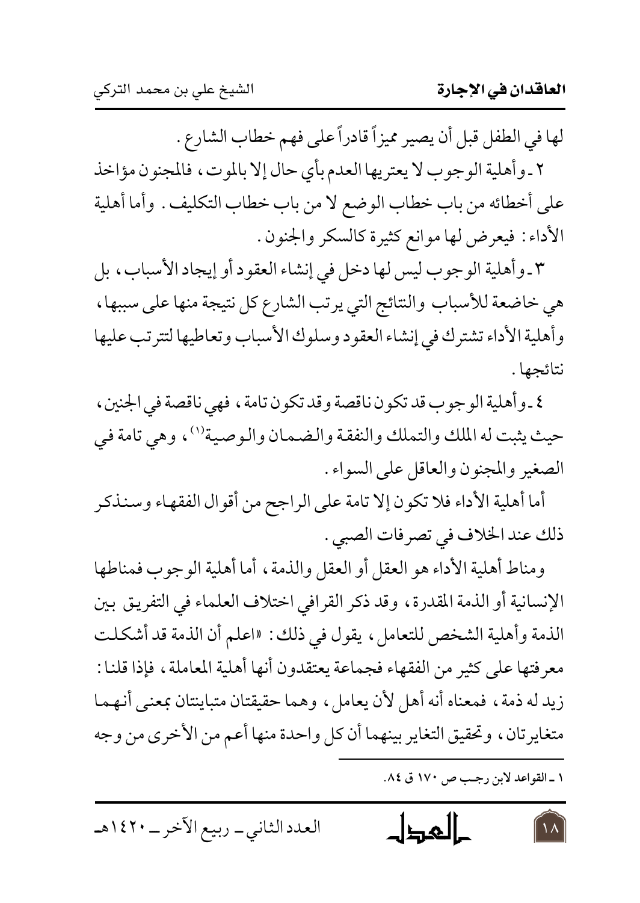لها في الطفل قبل أن يصير مميزاً قادراً على فهم خطاب الشارع .

٢ ـ وأهلية الوجوب لا يعتريها العدم بأي حال إلا بالموت ، فالمجنون مؤاخذ على أخطائه من باب خطاب الوضع لا من باب خطاب التكليف . وأما أهلية الأداء : فيعرض لها موانع كثيرة كالسكر والجنون .

٣ ـ وأهلية الوجوب ليس لها دخل في إنشاء العقود أو إيجاد الأسباب ، بل هي خاضعة للأسباب والنتائج التي يرتب الشارع كل نتيجة منها على سببها ، وأهلية الأداء تشترك في إنشاء العقود وسلوك الأسباب وتعاطيها لتترتب عليها نتائجها .

٤ ـ وأهلية الوجوب قد تكون ناقصة وقد تكون تامة ، فهي ناقصة في الجنين ، حيث يثبت له الملك والتملك والنفقة والضمان والوصية[1] ، وهي تامة في الصغير والمجنون والعاقل على السواء .

أما أهلية الأداء فلا تكون إلا تامة على الراجح من أقوال الفقهاء وسنذكر ذلك عند الخلاف في تصرفات الصبي .

ومناط أهلية الأداء هو العقل أو العقل والذمة ، أما أهلية الوجوب فمناطها الإنسانية أو الذمة المقدرة ، وقد ذكر القرافي اختلاف العلماء في التفريق بين الذمة وأهلية الشخص للتعامل ، يقول في ذلك : «اعلم أن الذمة قد أشكلت معرفتها على كثير من الفقهاء فجماعة يعتقدون أنها أهلية المعاملة ، فإذا قلنا : زيد له ذمة ، فمعناه أنه أهل لأن يعامل ، وهما حقيقتان متباينتان بمعنى أنهما متغايرتان ، وتحقيق التغاير بينهما أن كل واحدة منها أعم من الأخرى من وجه

---

١ ـ القواعد لابن رجب ص ١٧٠ ق ٨٤.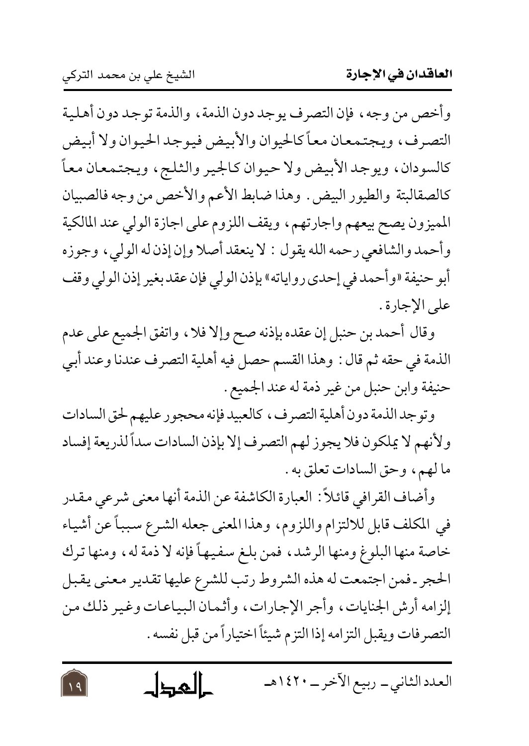وأخص من وجه، فإن التصرف يوجد دون الذمة، والذمة توجد دون أهلية التصرف، ويجتمعان معاً كالحيوان والأبيض فيوجد الحيوان ولا أبيض كالسودان، ويوجد الأبيض ولا حيوان كالجير والثلج، ويجتمعان معاً كالصقالبة والطيور البيض. وهذا ضابط الأعم والأخص من وجه فالصبيان المميزون يصح بيعهم واجارتهم، ويقف اللزوم على اجازة الولي عند المالكية وأحمد والشافعي رحمه الله يقول: لا ينعقد أصلا وإن إذن له الولي، وجوزه أبو حنيفة «وأحمد في إحدى رواياته» بإذن الولي فإن عقد بغير إذن الولي وقف على الإجارة.

وقال أحمد بن حنبل إن عقده بإذنه صح وإلا فلا، واتفق الجميع على عدم الذمة في حقه ثم قال: وهذا القسم حصل فيه أهلية التصرف عندنا وعند أبي حنيفة وابن حنبل من غير ذمة له عند الجميع.

وتوجد الذمة دون أهلية التصرف، كالعبيد فإنه محجور عليهم لحق السادات ولأنهم لا يملكون فلا يجوز لهم التصرف إلا بإذن السادات سداً لذريعة إفساد ما لهم، وحق السادات تعلق به.

وأضاف القرافي قائلاً: العبارة الكاشفة عن الذمة أنها معنى شرعي مقدر في المكلف قابل للالتزام واللزوم، وهذا المعنى جعله الشرع سبباً عن أشياء خاصة منها البلوغ ومنها الرشد، فمن بلغ سفيهاً فإنه لا ذمة له، ومنها ترك الحجر - فمن اجتمعت له هذه الشروط رتب للشرع عليها تقدير معنى يقبل إلزامه أرش الجنايات، وأجر الإجارات، وأثمان البياعات وغير ذلك من التصرفات ويقبل التزامه إذا التزم شيئاً اختياراً من قبل نفسه.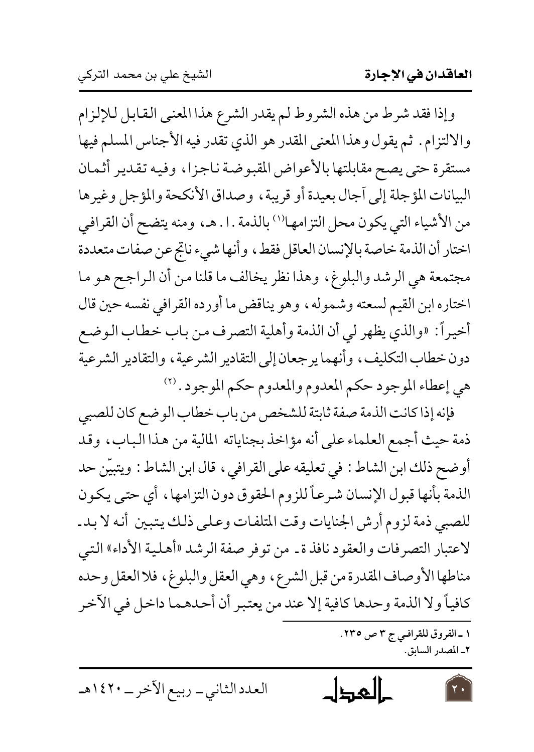وإذا فقد شرط من هذه الشروط لم يقدر الشرع هذا المعنى القابل للإلزام والالتزام. ثم يقول وهذا المعنى المقدر هو الذي تقدر فيه الأجناس المسلم فيها مستقرة حتى يصح مقابلتها بالأعواض المقبوضة ناجزا، وفيه تقدير أثمان البيانات المؤجلة إلى آجال بعيدة أو قريبة، وصداق الأنكحة والمؤجل وغيرها من الأشياء التي يكون محل التزامها[1] بالذمة. ا. هـ، ومنه يتضح أن القرافي اختار أن الذمة خاصة بالإنسان العاقل فقط، وأنها شيء ناتج عن صفات متعددة مجتمعة هي الرشد والبلوغ، وهذا نظر يخالف ما قلنا من أن الراجح هو ما اختاره ابن القيم لسعته وشموله، وهو يناقض ما أورده القرافي نفسه حين قال أخيراً: «والذي يظهر لي أن الذمة وأهلية التصرف من باب خطاب الوضع دون خطاب التكليف، وأنهما يرجعان إلى التقادير الشرعية، والتقادير الشرعية هي إعطاء الموجود حكم المعدوم والمعدوم حكم الموجود.[2]

فإنه إذا كانت الذمة صفة ثابتة للشخص من باب خطاب الوضع كان للصبي ذمة حيث أجمع العلماء على أنه مؤاخذ بجناياته المالية من هذا الباب، وقد أوضح ذلك ابن الشاط: في تعليقه على القرافي، قال ابن الشاط: ويتبيّن حد الذمة بأنها قبول الإنسان شرعاً للزوم الحقوق دون التزامها، أي حتى يكون للصبي ذمة لزوم أرش الجنايات وقت المتلفات وعلى ذلك يتبين أنه لا بد ـ لاعتبار التصرفات والعقود نافذة ـ من توفر صفة الرشد «أهلية الأداء» التي مناطها الأوصاف المقدرة من قبل الشرع، وهي العقل والبلوغ، فلا العقل وحده كافياً ولا الذمة وحدها كافية إلا عند من يعتبر أن أحدهما داخل في الآخر

---

١ ـ الفروق للقرافي ج ٣ ص ٢٣٥.

٢ـ المصدر السابق.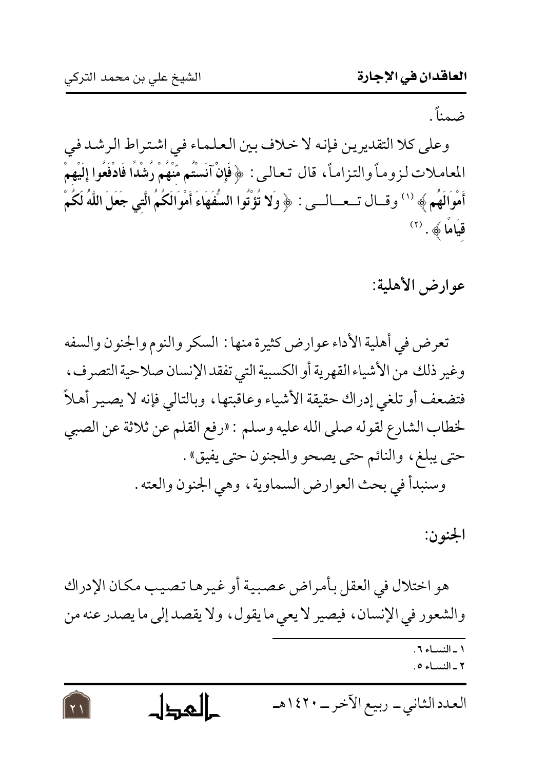ضمناً.

وعلى كلا التقديرين فإنه لا خلاف بين العلماء في اشتراط الرشد في المعاملات لزوماً والتزاماً، قال تعالى: ﴿ **فَإِنْ آنَسْتُم مِّنْهُمْ رُشْدًا فَادْفَعُوا إِلَيْهِمْ أَمْوَالَهُم** ﴾ (١) وقال تعالى: ﴿ **وَلا تُؤْتُوا السُّفَهَاءَ أَمْوَالَكُمُ الَّتِي جَعَلَ اللَّهُ لَكُمْ قِيَامًا** ﴾ . (٢)

## عوارض الأهلية:

تعرض في أهلية الأداء عوارض كثيرة منها: السكر والنوم والجنون والسفه وغير ذلك من الأشياء القهرية أو الكسبية التي تفقد الإنسان صلاحية التصرف، فتضعف أو تلغي إدراك حقيقة الأشياء وعاقبتها، وبالتالي فإنه لا يصير أهلاً لخطاب الشارع لقوله صلى الله عليه وسلم: «رفع القلم عن ثلاثة عن الصبي حتى يبلغ، والنائم حتى يصحو والمجنون حتى يفيق».

وسنبدأ في بحث العوارض السماوية، وهي الجنون والعته.

## الجنون:

هو اختلال في العقل بأمراض عصبية أو غيرها تصيب مكان الإدراك والشعور في الإنسان، فيصير لا يعي ما يقول، ولا يقصد إلى ما يصدر عنه من

---

١ ـ النساء ٦.

٢ ـ النساء ٥.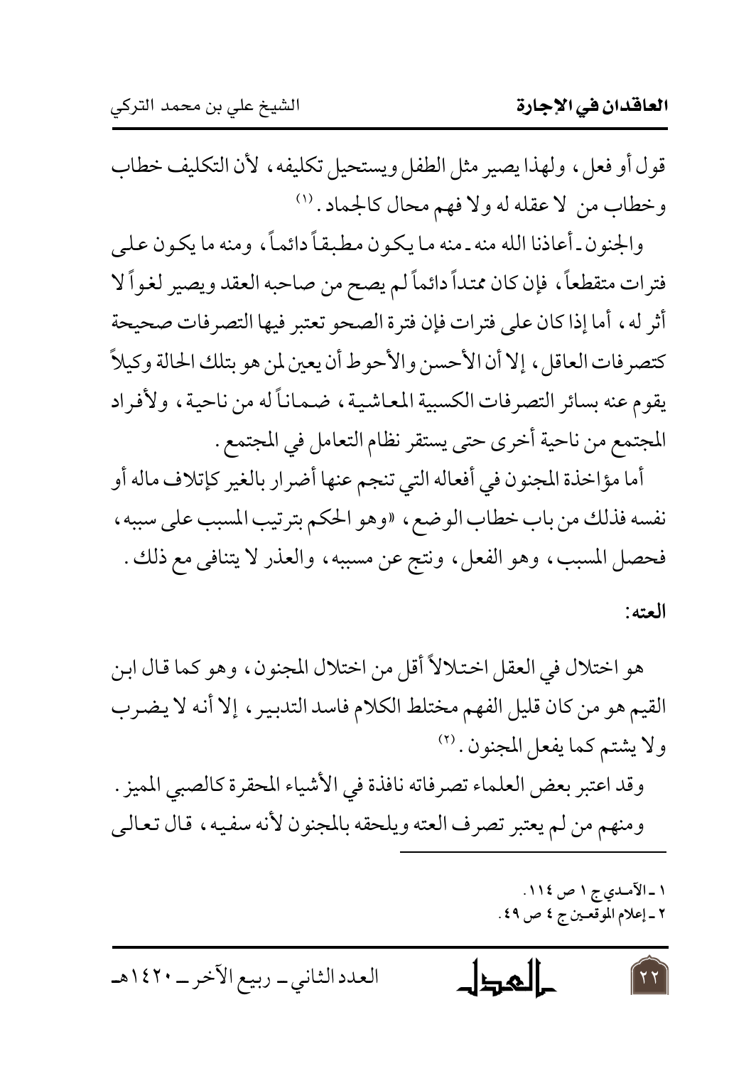قول أو فعل، ولهذا يصير مثل الطفل ويستحيل تكليفه، لأن التكليف خطاب وخطاب من لا عقله له ولا فهم محال كالجماد.[1]

والجنون ـ أعاذنا الله منه ـ منه ما يكون مطبقاً دائماً، ومنه ما يكون على فترات متقطعاً، فإن كان ممتداً دائماً لم يصح من صاحبه العقد ويصير لغواً لا أثر له، أما إذا كان على فترات فإن فترة الصحو تعتبر فيها التصرفات صحيحة كتصرفات العاقل، إلا أن الأحسن والأحوط أن يعين لمن هو بتلك الحالة وكيلاً يقوم عنه بسائر التصرفات الكسبية المعاشية، ضماناً له من ناحية، ولأفراد المجتمع من ناحية أخرى حتى يستقر نظام التعامل في المجتمع.

أما مؤاخذة المجنون في أفعاله التي تنجم عنها أضرار بالغير كإتلاف ماله أو نفسه فذلك من باب خطاب الوضع، «وهو الحكم بترتيب المسبب على سببه، فحصل المسبب، وهو الفعل، ونتج عن مسببه، والعذر لا يتنافى مع ذلك.

**العته:**

هو اختلال في العقل اختلالاً أقل من اختلال المجنون، وهو كما قال ابن القيم هو من كان قليل الفهم مختلط الكلام فاسد التدبير، إلا أنه لا يضرب ولا يشتم كما يفعل المجنون.[2]

وقد اعتبر بعض العلماء تصرفاته نافذة في الأشياء المحقرة كالصبي المميز. ومنهم من لم يعتبر تصرف العته ويلحقه بالمجنون لأنه سفيه، قال تعالى

---

١ ـ الآمدي ج ١ ص ١١٤.

٢ ـ إعلام الموقعين ج ٤ ص ٤٩.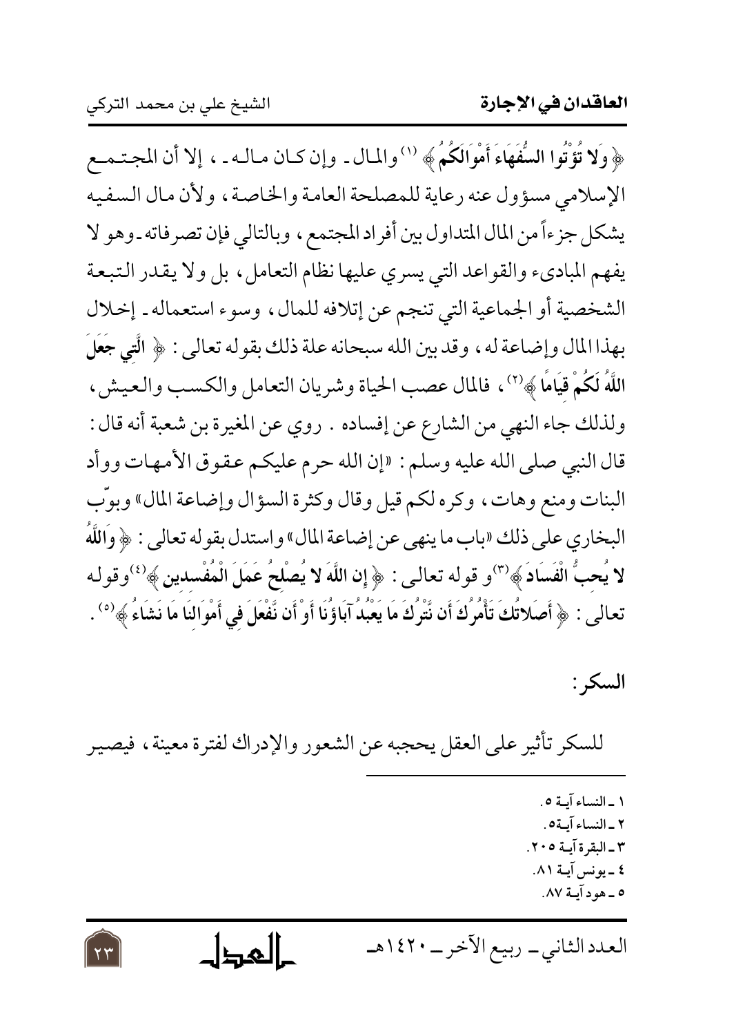﴿ وَلا تُؤْتُوا السُّفَهَاءَ أَمْوَالَكُمُ ﴾ [1] والمال ـ وإن كان ماله ـ ، إلا أن المجتمع الإسلامي مسؤول عنه رعاية للمصلحة العامة والخاصة ، ولأن مال السفيه يشكل جزءاً من المال المتداول بين أفراد المجتمع ، وبالتالي فإن تصرفاته ـ وهو لا يفهم المبادىء والقواعد التي يسري عليها نظام التعامل ، بل ولا يقدر التبعة الشخصية أو الجماعية التي تنجم عن إتلافه للمال ، وسوء استعماله ـ إخلال بهذا المال وإضاعة له ، وقد بين الله سبحانه علة ذلك بقوله تعالى : ﴿ الَّتِي جَعَلَ اللَّهُ لَكُمْ قِيَامًا ﴾ [2] ، فالمال عصب الحياة وشريان التعامل والكسب والعيش ، ولذلك جاء النهي من الشارع عن إفساده . روي عن المغيرة بن شعبة أنه قال : قال النبي صلى الله عليه وسلم : «إن الله حرم عليكم عقوق الأمهات ووأد البنات ومنع وهات ، وكره لكم قيل وقال وكثرة السؤال وإضاعة المال» وبوّب البخاري على ذلك «باب ما ينهى عن إضاعة المال» واستدل بقوله تعالى : ﴿ وَاللَّهُ لا يُحِبُّ الْفَسَادَ ﴾ [3] و قوله تعالى : ﴿ إِنَّ اللَّهَ لا يُصْلِحُ عَمَلَ الْمُفْسِدِينَ ﴾ [4] وقوله تعالى : ﴿ أَصَلاتُكَ تَأْمُرُكَ أَن نَّتْرُكَ مَا يَعْبُدُ آبَاؤُنَا أَوْ أَن نَّفْعَلَ فِي أَمْوَالِنَا مَا نَشَاءُ ﴾ [5] .

**السكر:**

للسكر تأثير على العقل يحجبه عن الشعور والإدراك لفترة معينة ، فيصير

---

١ ـ النساء آية ٥ .
٢ ـ النساء آية٥ .
٣ ـ البقرة آية ٢٠٥ .
٤ ـ يونس آية ٨١ .
٥ ـ هود آية ٨٧ .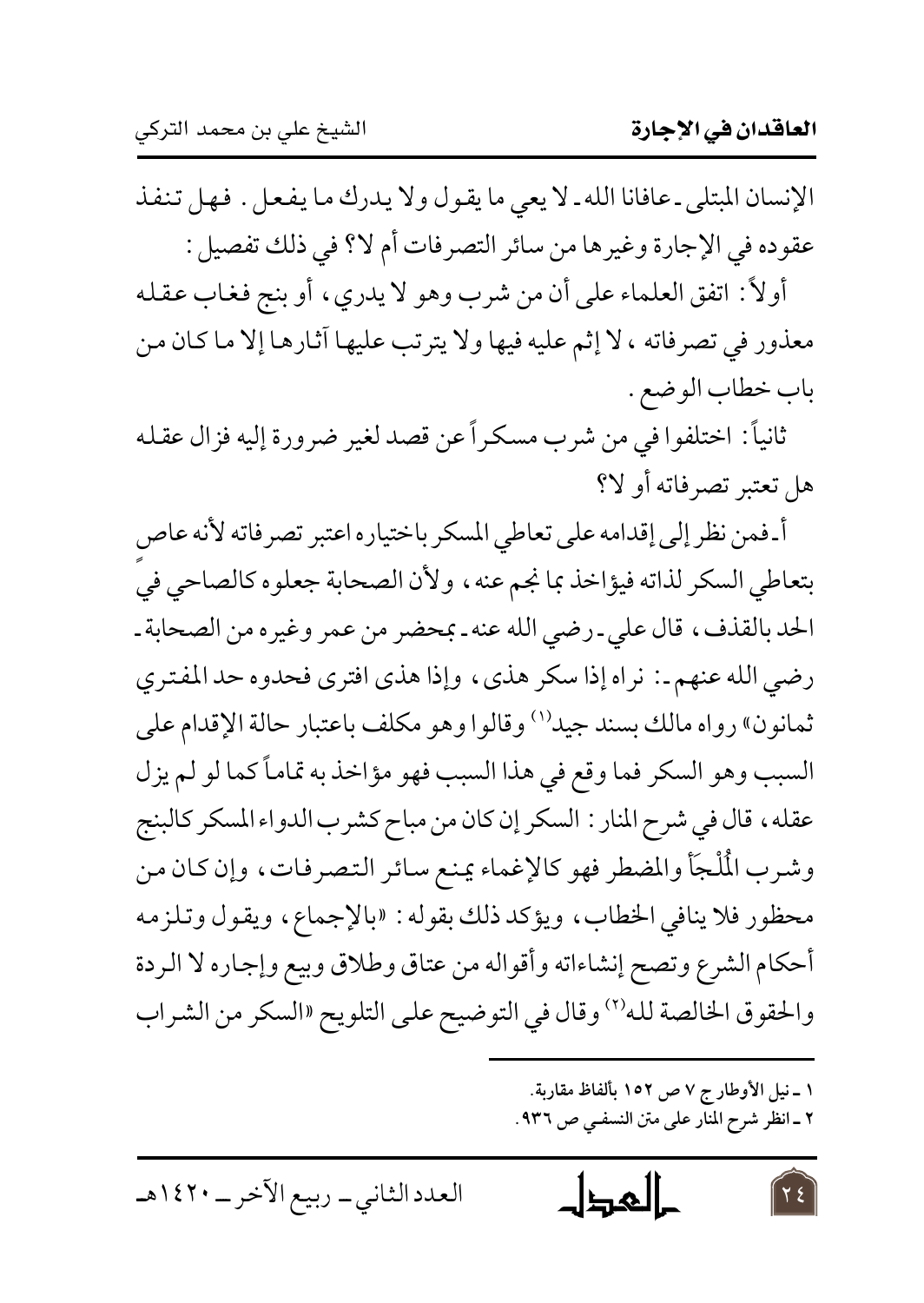الإنسان المبتلى ـ عافانا الله ـ لا يعي ما يقول ولا يدرك ما يفعل . فهل تنفذ عقوده في الإجارة وغيرها من سائر التصرفات أم لا؟ في ذلك تفصيل :

أولاً : اتفق العلماء على أن من شرب وهو لا يدري ، أو بنج فغاب عقله معذور في تصرفاته ، لا إثم عليه فيها ولا يترتب عليها آثارها إلا ما كان من باب خطاب الوضع .

ثانياً : اختلفوا في من شرب مسكراً عن قصد لغير ضرورة إليه فزال عقله هل تعتبر تصرفاته أو لا؟

أ ـ فمن نظر إلى إقدامه على تعاطي المسكر باختياره اعتبر تصرفاته لأنه عاص بتعاطي السكر لذاته فيؤاخذ بما نجم عنه ، ولأن الصحابة جعلوه كالصاحي في الحد بالقذف ، قال علي ـ رضي الله عنه ـ بمحضر من عمر وغيره من الصحابة ـ رضي الله عنهم ـ : نراه إذا سكر هذى ، وإذا هذى افترى فحدوه حد المفتري ثمانون» رواه مالك بسند جيد[1] وقالوا وهو مكلف باعتبار حالة الإقدام على السبب وهو السكر فما وقع في هذا السبب فهو مؤاخذ به تماماً كما لو لم يزل عقله ، قال في شرح المنار : السكر إن كان من مباح كشرب الدواء المسكر كالبنج وشرب المُلْجَأ والمضطر فهو كالإغماء يمنع سائر التصرفات ، وإن كان من محظور فلا ينافي الخطاب ، ويؤكد ذلك بقوله : «بالإجماع ، ويقول وتلزمه أحكام الشرع وتصح إنشاءاته وأقواله من عتاق وطلاق وبيع وإجاره لا الردة والحقوق الخالصة لله[2] وقال في التوضيح على التلويح «السكر من الشراب

---

١ ـ نيل الأوطار ج ٧ ص ١٥٢ بألفاظ مقاربة.

٢ ـ انظر شرح المنار على متن النسفي ص ٩٣٦.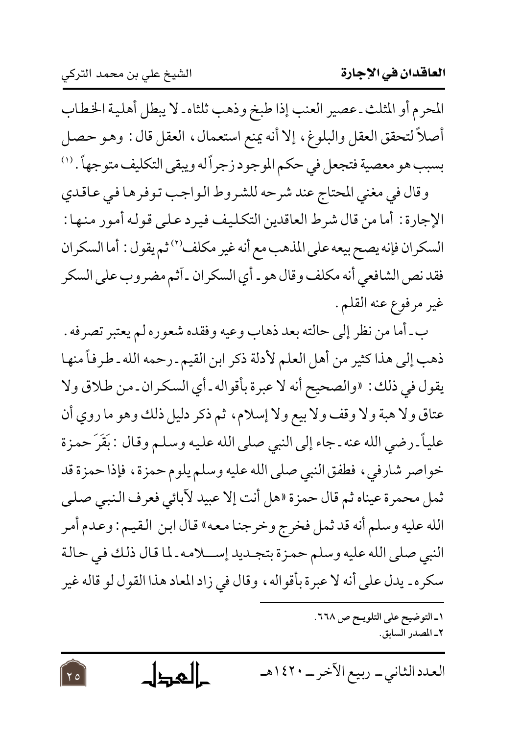المحرم أو المثلث ـ عصير العنب إذا طبخ وذهب ثلثاه ـ لا يبطل أهلية الخطاب أصلاً لتحقق العقل والبلوغ، إلا أنه يمنع استعمال، العقل قال: وهو حصل بسبب هو معصية فتجعل في حكم الموجود زجراً له ويبقى التكليف متوجهاً.[1]

وقال في مغني المحتاج عند شرحه للشروط الواجب توفرها في عاقدي الإجارة: أما من قال شرط العاقدين التكليف فيرد على قوله أمور منها: السكران فإنه يصح بيعه على المذهب مع أنه غير مكلف[2] ثم يقول: أما السكران فقد نص الشافعي أنه مكلف وقال هو ـ أي السكران ـ آثم مضروب على السكر غير مرفوع عنه القلم.

ب ـ أما من نظر إلى حالته بعد ذهاب وعيه وفقده شعوره لم يعتبر تصرفه. ذهب إلى هذا كثير من أهل العلم لأدلة ذكر ابن القيم ـ رحمه الله ـ طرفاً منها يقول في ذلك: «والصحيح أنه لا عبرة بأقواله ـ أي السكران ـ من طلاق ولا عتاق ولا هبة ولا وقف ولا بيع ولا إسلام، ثم ذكر دليل ذلك وهو ما روي أن علياً ـ رضي الله عنه ـ جاء إلى النبي صلى الله عليه وسلم وقال: بَقَرَ حمزة خواصر شارفي، فطفق النبي صلى الله عليه وسلم يلوم حمزة، فإذا حمزة قد ثمل محمرة عيناه ثم قال حمزة «هل أنت إلا عبيد لآبائي فعرف النبي صلى الله عليه وسلم أنه قد ثمل فخرج وخرجنا معه» قال ابن القيم: وعدم أمر النبي صلى الله عليه وسلم حمزة بتجديد إسلامه ـ لما قال ذلك في حالة سكره ـ يدل على أنه لا عبرة بأقواله، وقال في زاد المعاد هذا القول لو قاله غير

---

١ـ التوضيح على التلويح ص ٦٦٨.

٢ـ المصدر السابق.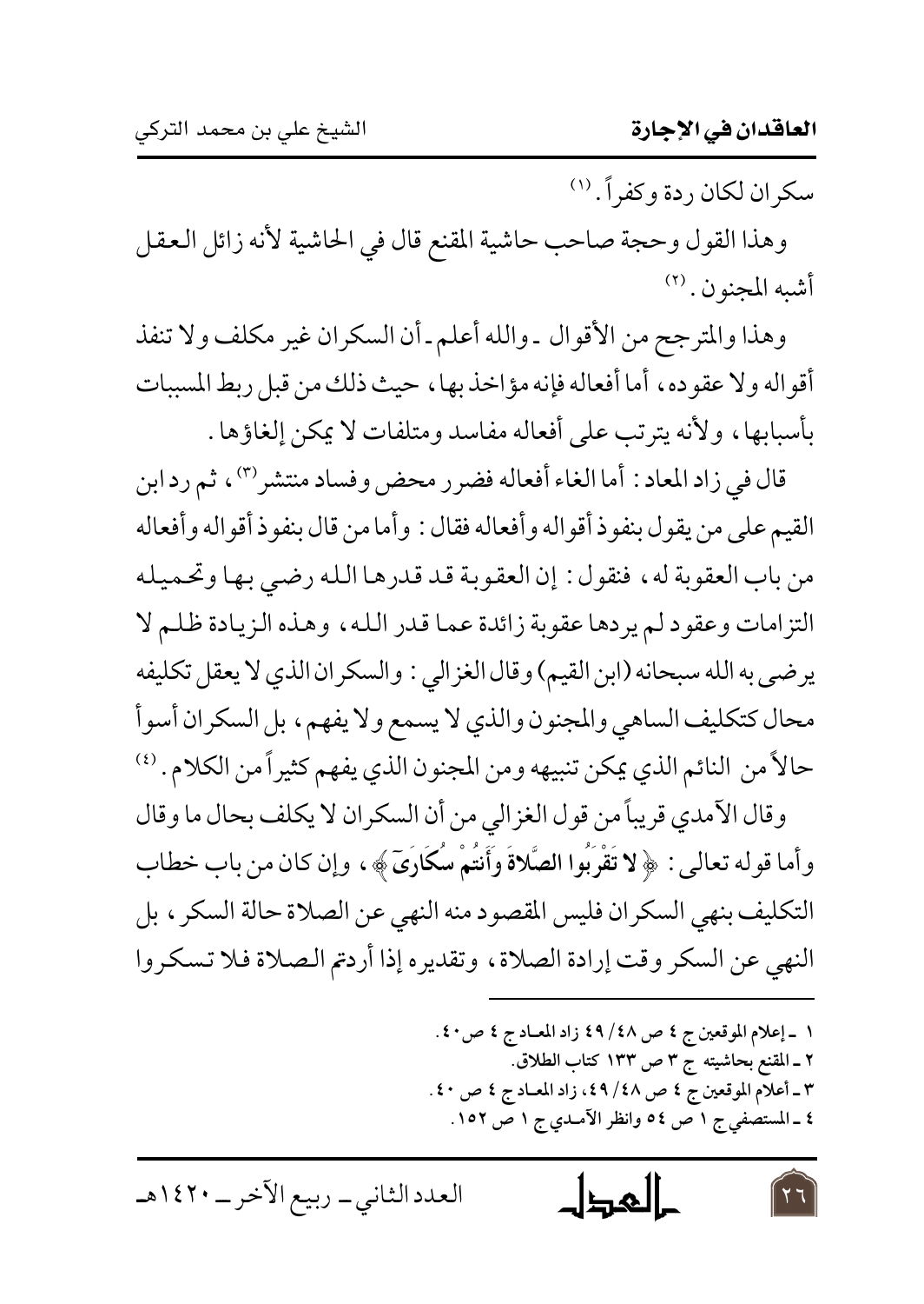سكران لكان ردة وكفراً.[1]

وهذا القول وحجة صاحب حاشية المقنع قال في الحاشية لأنه زائل العقل أشبه المجنون.[2]

وهذا والمترجح من الأقوال ـ والله أعلم ـ أن السكران غير مكلف ولا تنفذ أقواله ولا عقوده، أما أفعاله فإنه مؤاخذ بها، حيث ذلك من قبل ربط المسببات بأسبابها، ولأنه يترتب على أفعاله مفاسد ومتلفات لا يمكن إلغاؤها.

قال في زاد المعاد: أما الغاء أفعاله فضرر محض وفساد منتشر[3]، ثم رد ابن القيم على من يقول بنفوذ أقواله وأفعاله فقال: وأما من قال بنفوذ أقواله وأفعاله من باب العقوبة له، فنقول: إن العقوبة قد قدرها الله رضي بها وتحميله التزامات وعقود لم يردها عقوبة زائدة عما قدر الله، وهذه الزيادة ظلم لا يرضى به الله سبحانه (ابن القيم) وقال الغزالي: والسكران الذي لا يعقل تكليفه محال كتكليف الساهي والمجنون والذي لا يسمع ولا يفهم، بل السكران أسوأ حالاً من النائم الذي يمكن تنبيهه ومن المجنون الذي يفهم كثيراً من الكلام.[4]

وقال الآمدي قريباً من قول الغزالي من أن السكران لا يكلف بحال ما وقال وأما قوله تعالى: ﴿ **لا تَقْرَبُوا الصَّلاةَ وَأَنتُمْ سُكَارَىٰ** ﴾، وإن كان من باب خطاب التكليف بنهي السكران فليس المقصود منه النهي عن الصلاة حالة السكر، بل النهي عن السكر وقت إرادة الصلاة، وتقديره إذا أردتم الصلاة فلا تسكروا

---

١ ـ إعلام الموقعين ج ٤ ص ٤٨/ ٤٩ زاد المعاد ج ٤ ص ٤٠.
٢ ـ المقنع بحاشيته ج ٣ ص ١٣٣ كتاب الطلاق.
٣ ـ أعلام الموقعين ج ٤ ص ٤٨/ ٤٩، زاد المعاد ج ٤ ص ٤٠.
٤ ـ المستصفي ج ١ ص ٥٤ وانظر الآمدي ج ١ ص ١٥٢.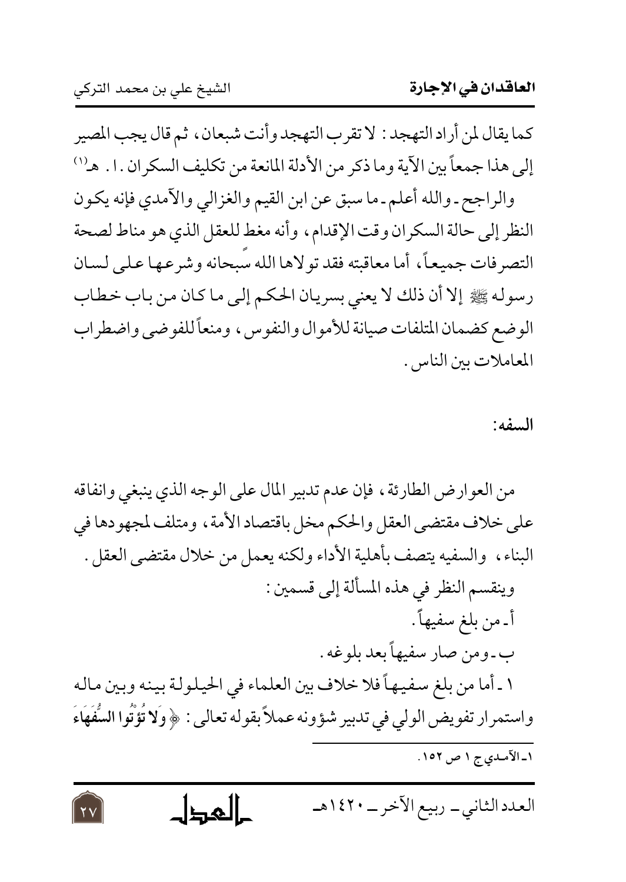كما يقال لمن أراد التهجد: لا تقرب التهجد وأنت شبعان، ثم قال يجب المصير إلى هذا جمعاً بين الآية وما ذكر من الأدلة المانعة من تكليف السكران. ا. هـ[1]

والراجح ـ والله أعلم ـ ما سبق عن ابن القيم والغزالي والآمدي فإنه يكون النظر إلى حالة السكران وقت الإقدام، وأنه مغط للعقل الذي هو مناط لصحة التصرفات جميعاً، أما معاقبته فقد تولاها الله سبحانه وشرعها على لسان رسوله ﷺ إلا أن ذلك لا يعني بسريان الحكم إلى ما كان من باب خطاب الوضع كضمان المتلفات صيانة للأموال والنفوس، ومنعاً للفوضى واضطراب المعاملات بين الناس.

**السفه:**

من العوارض الطارئة، فإن عدم تدبير المال على الوجه الذي ينبغي وانفاقه على خلاف مقتضى العقل والحكم مخل باقتصاد الأمة، ومتلف لمجهودها في البناء، والسفيه يتصف بأهلية الأداء ولكنه يعمل من خلال مقتضى العقل.

وينقسم النظر في هذه المسألة إلى قسمين:

أ ـ من بلغ سفيهاً.

ب ـ ومن صار سفيهاً بعد بلوغه.

١ ـ أما من بلغ سفيهاً فلا خلاف بين العلماء في الحيلولة بينه وبين ماله واستمرار تفويض الولي في تدبير شؤونه عملاً بقوله تعالى: ﴿ **وَلا تُؤْتُوا السُّفَهَاءَ**

---

١ـ الآمدي ج ١ ص ١٥٢.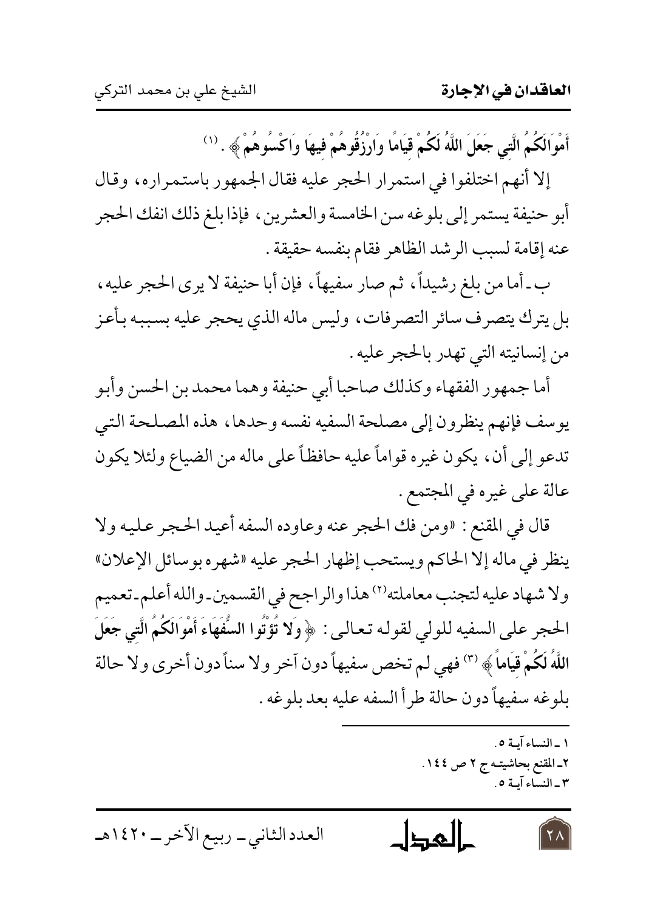أَمْوَالَكُمُ الَّتِي جَعَلَ اللَّهُ لَكُمْ قِيَامًا وَارْزُقُوهُمْ فِيهَا وَاكْسُوهُمْ ﴾ .[1]

إلا أنهم اختلفوا في استمرار الحجر عليه فقال الجمهور باستمراره، وقال أبو حنيفة يستمر إلى بلوغه سن الخامسة والعشرين، فإذا بلغ ذلك انفك الحجر عنه إقامة لسبب الرشد الظاهر فقام بنفسه حقيقة.

ب ـ أما من بلغ رشيداً، ثم صار سفيهاً، فإن أبا حنيفة لا يرى الحجر عليه، بل يترك يتصرف سائر التصرفات، وليس ماله الذي يحجر عليه بسببه بأعز من إنسانيته التي تهدر بالحجر عليه.

أما جمهور الفقهاء وكذلك صاحبا أبي حنيفة وهما محمد بن الحسن وأبو يوسف فإنهم ينظرون إلى مصلحة السفيه نفسه وحدها، هذه المصلحة التي تدعو إلى أن، يكون غيره قواماً عليه حافظاً على ماله من الضياع ولئلا يكون عالة على غيره في المجتمع.

قال في المقنع: «ومن فك الحجر عنه وعاوده السفه أعيد الحجر عليه ولا ينظر في ماله إلا الحاكم ويستحب إظهار الحجر عليه «شهره بوسائل الإعلان» ولا شهاد عليه لتجنب معاملته[2] هذا والراجح في القسمين ـ والله أعلم ـ تعميم الحجر على السفيه للولي لقوله تعالى: ﴿ وَلَا تُؤْتُوا السُّفَهَاءَ أَمْوَالَكُمُ الَّتِي جَعَلَ اللَّهُ لَكُمْ قِيَاماً ﴾ [3] فهي لم تخص سفيهاً دون آخر ولا سناً دون أخرى ولا حالة بلوغه سفيهاً دون حالة طرأ السفه عليه بعد بلوغه.

---

١ ـ النساء آية ٥.
٢ـ المقنع بحاشيته ج ٢ ص ١٤٤.
٣ـ النساء آية ٥.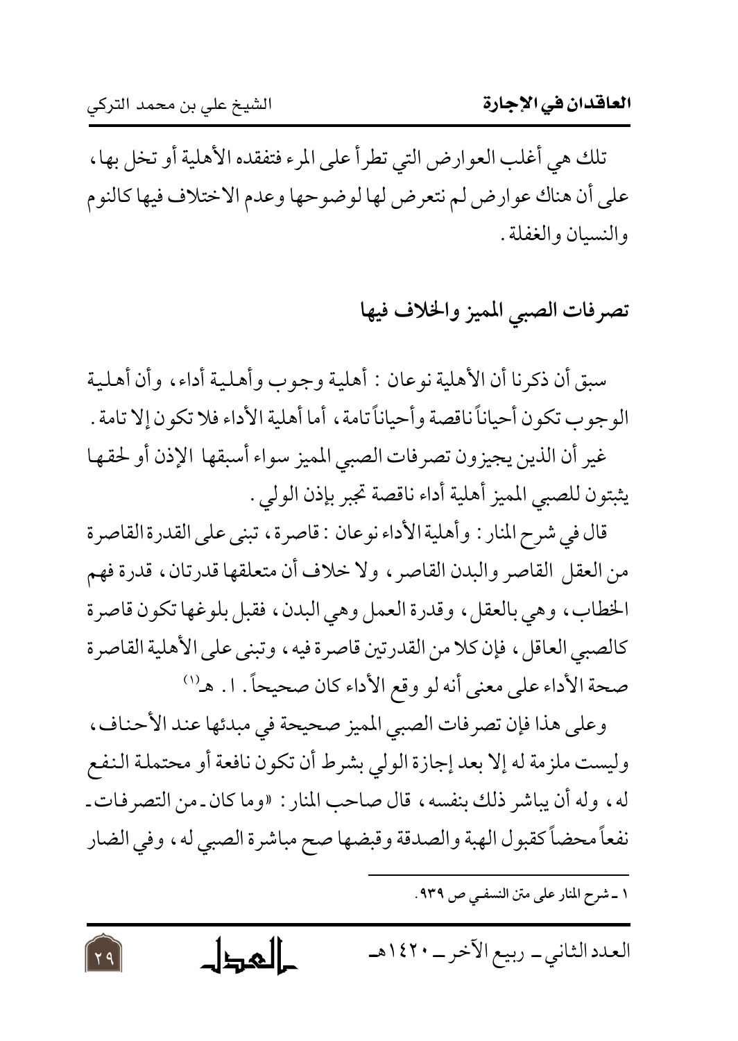تلك هي أغلب العوارض التي تطرأ على المرء فتفقده الأهلية أو تخل بها، على أن هناك عوارض لم نتعرض لها لوضوحها وعدم الاختلاف فيها كالنوم والنسيان والغفلة.

## تصرفات الصبي المميز والخلاف فيها

سبق أن ذكرنا أن الأهلية نوعان: أهلية وجوب وأهلية أداء، وأن أهلية الوجوب تكون أحياناً ناقصة وأحياناً تامة، أما أهلية الأداء فلا تكون إلا تامة.

غير أن الذين يجيزون تصرفات الصبي المميز سواء أسبقها الإذن أو لحقها يثبتون للصبي المميز أهلية أداء ناقصة تجبر بإذن الولي.

قال في شرح المنار: وأهلية الأداء نوعان: قاصرة، تبنى على القدرة القاصرة من العقل القاصر والبدن القاصر، ولا خلاف أن متعلقها قدرتان، قدرة فهم الخطاب، وهي بالعقل، وقدرة العمل وهي البدن، فقبل بلوغها تكون قاصرة كالصبي العاقل، فإن كلا من القدرتين قاصرة فيه، وتبنى على الأهلية القاصرة صحة الأداء على معنى أنه لو وقع الأداء كان صحيحاً. ا. هـ[1]

وعلى هذا فإن تصرفات الصبي المميز صحيحة في مبدئها عند الأحناف، وليست ملزمة له إلا بعد إجازة الولي بشرط أن تكون نافعة أو محتملة النفع له، وله أن يباشر ذلك بنفسه، قال صاحب المنار: «وما كان ـ من التصرفات ـ نفعاً محضاً كقبول الهبة والصدقة وقبضها صح مباشرة الصبي له، وفي الضار

---

١ ـ شرح المنار على متن النسفي ص ٩٣٩.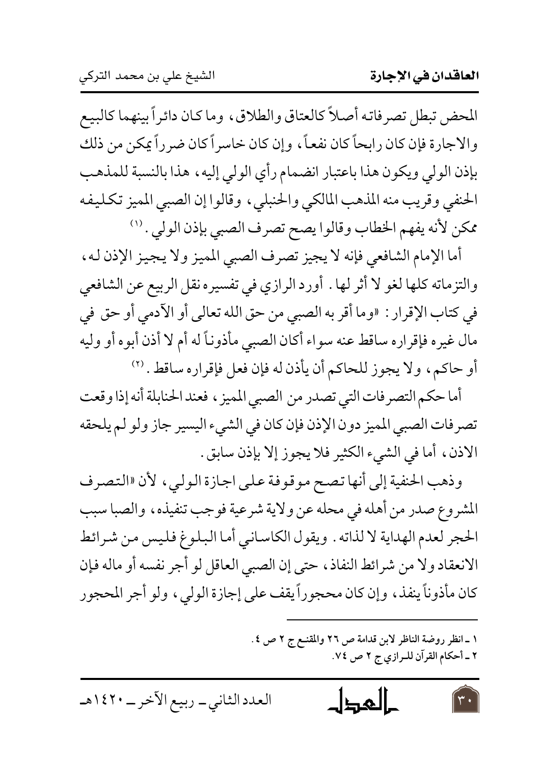المحض تبطل تصرفاته أصلاً كالعتاق والطلاق، وما كان دائراً بينهما كالبيع والاجارة فإن كان رابحاً كان نفعاً، وإن كان خاسراً كان ضرراً يمكن من ذلك بإذن الولي ويكون هذا باعتبار انضمام رأي الولي إليه، هذا بالنسبة للمذهب الحنفي وقريب منه المذهب المالكي والحنبلي، وقالوا إن الصبي المميز تكليفه ممكن لأنه يفهم الخطاب وقالوا يصح تصرف الصبي بإذن الولي.[1]

أما الإمام الشافعي فإنه لا يجيز تصرف الصبي المميز ولا يجيز الإذن له، والتزماته كلها لغو لا أثر لها. أورد الرازي في تفسيره نقل الربيع عن الشافعي في كتاب الإقرار: «وما أقر به الصبي من حق الله تعالى أو الآدمي أو حق في مال غيره فإقراره ساقط عنه سواء أكان الصبي مأذوناً له أم لا أذن أبوه أو وليه أو حاكم، ولا يجوز للحاكم أن يأذن له فإن فعل فإقراره ساقط.[2]

أما حكم التصرفات التي تصدر من الصبي المميز، فعند الحنابلة أنه إذا وقعت تصرفات الصبي المميز دون الإذن فإن كان في الشيء اليسير جاز ولو لم يلحقه الاذن، أما في الشيء الكثير فلا يجوز إلا بإذن سابق.

وذهب الحنفية إلى أنها تصح موقوفة على اجازة الولي، لأن «التصرف المشروع صدر من أهله في محله عن ولاية شرعية فوجب تنفيذه، والصبا سبب الحجر لعدم الهداية لا لذاته. ويقول الكاساني أما البلوغ فليس من شرائط الانعقاد ولا من شرائط النفاذ، حتى إن الصبي العاقل لو أجر نفسه أو ماله فإن كان مأذوناً ينفذ، وإن كان محجوراً يقف على إجازة الولي، ولو أجر المحجور

---

١ ـ انظر روضة الناظر لابن قدامة ص ٢٦ والمقنع ج ٢ ص ٤.
٢ ـ أحكام القرآن للرازي ج ٢ ص ٧٤.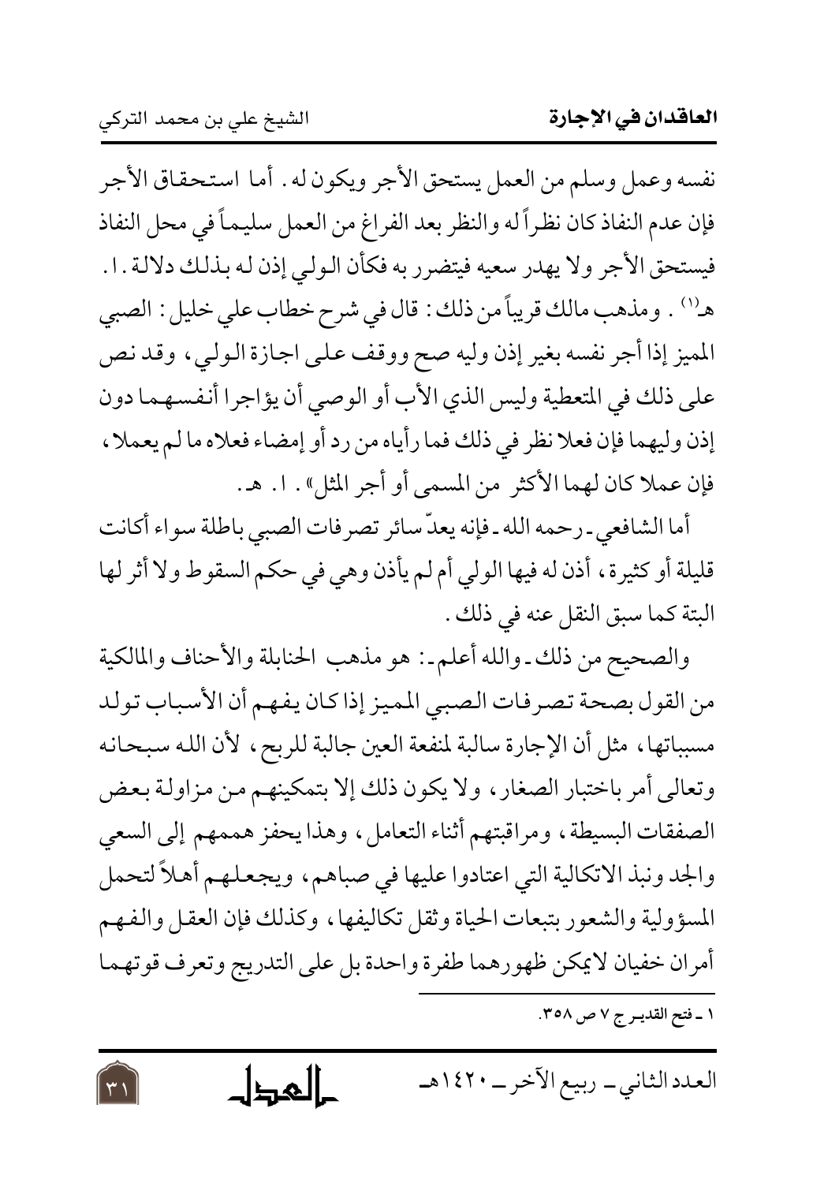نفسه وعمل وسلم من العمل يستحق الأجر ويكون له. أما استحقاق الأجر فإن عدم النفاذ كان نظراً له والنظر بعد الفراغ من العمل سليماً في محل النفاذ فيستحق الأجر ولا يهدر سعيه فيتضرر به فكأن الولي إذن له بذلك دلالة. ا. هـ[1]. ومذهب مالك قريباً من ذلك: قال في شرح خطاب علي خليل: الصبي المميز إذا أجر نفسه بغير إذن وليه صح ووقف على اجازة الولي، وقد نص على ذلك في المتعطية وليس الذي الأب أو الوصي أن يؤاجرا أنفسهما دون إذن وليهما فإن فعلا نظر في ذلك فما رأياه من رد أو إمضاء فعلاه ما لم يعملا، فإن عملا كان لهما الأكثر من المسمى أو أجر المثل». ا. هـ.

أما الشافعي - رحمه الله - فإنه يعدّ سائر تصرفات الصبي باطلة سواء أكانت قليلة أو كثيرة، أذن له فيها الولي أم لم يأذن وهي في حكم السقوط ولا أثر لها البتة كما سبق النقل عنه في ذلك.

والصحيح من ذلك - والله أعلم -: هو مذهب الحنابلة والأحناف والمالكية من القول بصحة تصرفات الصبي المميز إذا كان يفهم أن الأسباب تولد مسبباتها، مثل أن الإجارة سالبة لمنفعة العين جالبة للربح، لأن الله سبحانه وتعالى أمر باختبار الصغار، ولا يكون ذلك إلا بتمكينهم من مزاولة بعض الصفقات البسيطة، ومراقبتهم أثناء التعامل، وهذا يحفز هممهم إلى السعي والجد ونبذ الاتكالية التي اعتادوا عليها في صباهم، ويجعلهم أهلاً لتحمل المسؤولية والشعور بتبعات الحياة وثقل تكاليفها، وكذلك فإن العقل والفهم أمران خفيان لايمكن ظهورهما طفرة واحدة بل على التدريج وتعرف قوتهما

---

١ - فتح القدير ج ٧ ص ٣٥٨.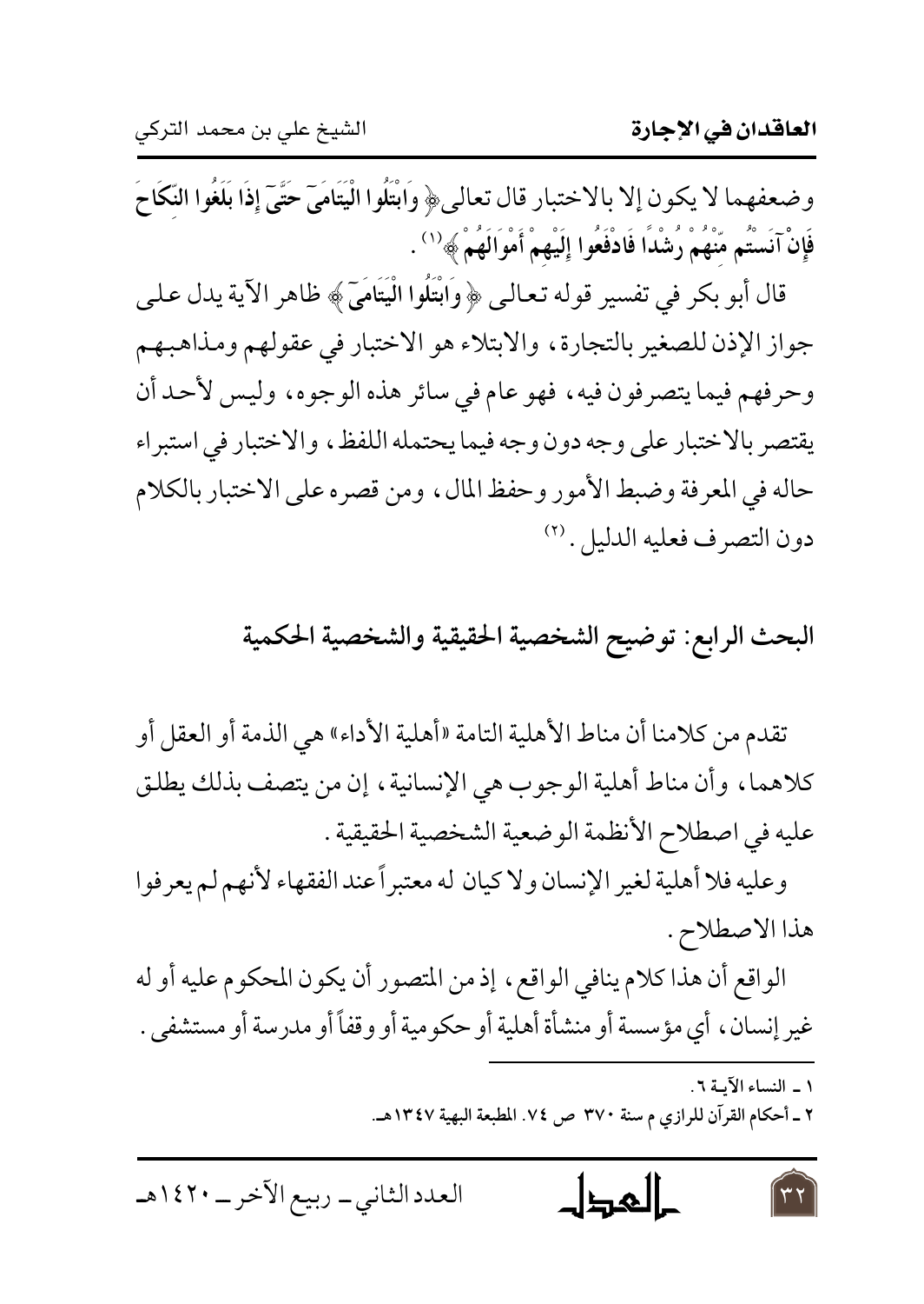وضعفهما لا يكون إلا بالاختبار قال تعالى﴿ وَابْتَلُوا الْيَتَامَىٰ حَتَّىٰ إِذَا بَلَغُوا النِّكَاحَ فَإِنْ آنَسْتُم مِّنْهُمْ رُشْدًا فَادْفَعُوا إِلَيْهِمْ أَمْوَالَهُمْ ﴾[1] .

قال أبو بكر في تفسير قوله تعالى ﴿ وَابْتَلُوا الْيَتَامَىٰ ﴾ ظاهر الآية يدل على جواز الإذن للصغير بالتجارة، والابتلاء هو الاختبار في عقولهم ومذاهبهم وحرفهم فيما يتصرفون فيه، فهو عام في سائر هذه الوجوه، وليس لأحد أن يقتصر بالاختبار على وجه دون وجه فيما يحتمله اللفظ، والاختبار في استبراء حاله في المعرفة وضبط الأمور وحفظ المال، ومن قصره على الاختبار بالكلام دون التصرف فعليه الدليل .[2]

## البحث الرابع: توضيح الشخصية الحقيقية والشخصية الحكمية

تقدم من كلامنا أن مناط الأهلية التامة «أهلية الأداء» هي الذمة أو العقل أو كلاهما، وأن مناط أهلية الوجوب هي الإنسانية، إن من يتصف بذلك يطلق عليه في اصطلاح الأنظمة الوضعية الشخصية الحقيقية .

وعليه فلا أهلية لغير الإنسان ولا كيان له معتبراً عند الفقهاء لأنهم لم يعرفوا هذا الاصطلاح .

الواقع أن هذا كلام ينافي الواقع، إذ من المتصور أن يكون المحكوم عليه أو له غير إنسان، أي مؤسسة أو منشأة أهلية أو حكومية أو وقفاً أو مدرسة أو مستشفى .

---

١ ـ النساء الآية ٦.

٢ ـ أحكام القرآن للرازي م سنة ٣٧٠ ص ٧٤. المطبعة البهية ١٣٤٧هـ.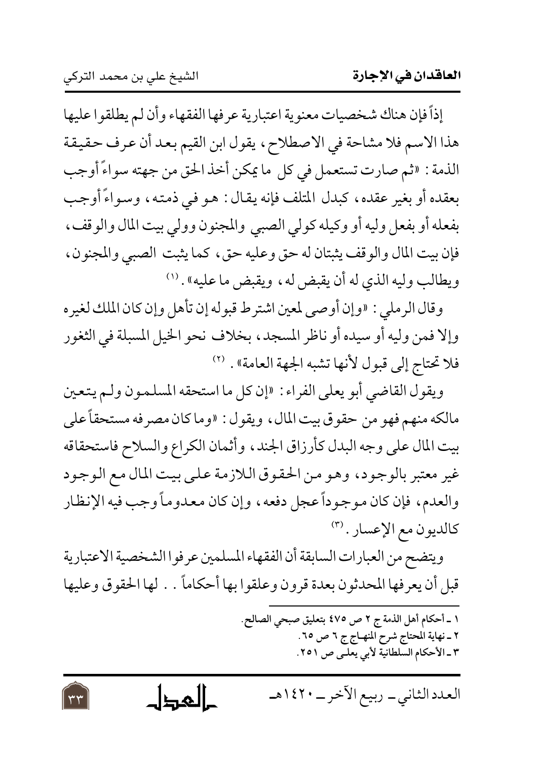إذاً فإن هناك شخصيات معنوية اعتبارية عرفها الفقهاء وأن لم يطلقوا عليها هذا الاسم فلا مشاحة في الاصطلاح، يقول ابن القيم بعد أن عرف حقيقة الذمة: «ثم صارت تستعمل في كل ما يمكن أخذ الحق من جهته سواءً أوجب بعقده أو بغير عقده، كبدل المتلف فإنه يقال: هو في ذمته، وسواءً أوجب بفعله أو بفعل وليه أو وكيله كولي الصبي والمجنون وولي بيت المال والوقف، فإن بيت المال والوقف يثبتان له حق وعليه حق، كما يثبت الصبي والمجنون، ويطالب وليه الذي له أن يقبض له، ويقبض ما عليه». [1]

وقال الرملي: «وإن أوصى لمعين اشترط قبوله إن تأهل وإن كان الملك لغيره وإلا فمن وليه أو سيده أو ناظر المسجد، بخلاف نحو الخيل المسبلة في الثغور فلا تحتاج إلى قبول لأنها تشبه الجهة العامة». [2]

ويقول القاضي أبو يعلى الفراء: «إن كل ما استحقه المسلمون ولم يتعين مالكه منهم فهو من حقوق بيت المال، ويقول: «وما كان مصرفه مستحقاً على بيت المال على وجه البدل كأرزاق الجند، وأثمان الكراع والسلاح فاستحقاقه غير معتبر بالوجود، وهو من الحقوق اللازمة على بيت المال مع الوجود والعدم، فإن كان موجوداً عجل دفعه، وإن كان معدوماً وجب فيه الإنظار كالديون مع الإعسار. [3]

ويتضح من العبارات السابقة أن الفقهاء المسلمين عرفوا الشخصية الاعتبارية قبل أن يعرفها المحدثون بعدة قرون وعلقوا بها أحكاماً.. لها الحقوق وعليها

---

١ ـ أحكام أهل الذمة ج ٢ ص ٤٧٥ بتعليق صبحي الصالح.

٢ ـ نهاية المحتاج شرح المنهاج ج ٦ ص ٦٥.

٣ ـ الأحكام السلطانية لأبي يعلى ص ٢٥١.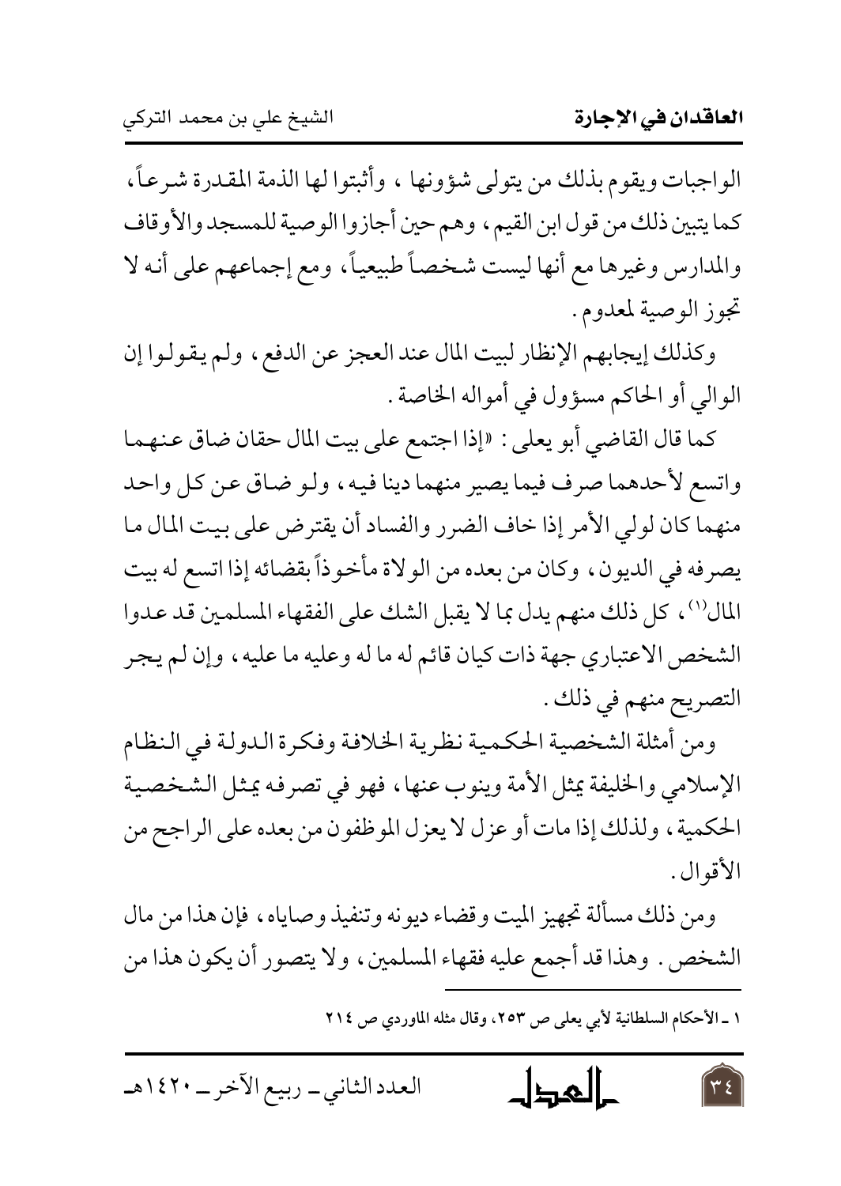الواجبات ويقوم بذلك من يتولى شؤونها ، وأثبتوا لها الذمة المقدرة شرعاً، كما يتبين ذلك من قول ابن القيم، وهم حين أجازوا الوصية للمسجد والأوقاف والمدارس وغيرها مع أنها ليست شخصاً طبيعياً، ومع إجماعهم على أنه لا تجوز الوصية لمعدوم .

وكذلك إيجابهم الإنظار لبيت المال عند العجز عن الدفع، ولم يقولوا إن الوالي أو الحاكم مسؤول في أمواله الخاصة .

كما قال القاضي أبو يعلى : «إذا اجتمع على بيت المال حقان ضاق عنهما واتسع لأحدهما صرف فيما يصير منهما دينا فيه، ولو ضاق عن كل واحد منهما كان لولي الأمر إذا خاف الضرر والفساد أن يقترض على بيت المال ما يصرفه في الديون، وكان من بعده من الولاة مأخوذاً بقضائه إذا اتسع له بيت المال»[1]، كل ذلك منهم يدل بما لا يقبل الشك على الفقهاء المسلمين قد عدوا الشخص الاعتباري جهة ذات كيان قائم له ما له وعليه ما عليه، وإن لم يجر التصريح منهم في ذلك .

ومن أمثلة الشخصية الحكمية نظرية الخلافة وفكرة الدولة في النظام الإسلامي والخليفة يمثل الأمة وينوب عنها، فهو في تصرفه يمثل الشخصية الحكمية، ولذلك إذا مات أو عزل لا يعزل الموظفون من بعده على الراجح من الأقوال .

ومن ذلك مسألة تجهيز الميت وقضاء ديونه وتنفيذ وصاياه، فإن هذا من مال الشخص . وهذا قد أجمع عليه فقهاء المسلمين، ولا يتصور أن يكون هذا من

---

١ ـ الأحكام السلطانية لأبي يعلى ص ٢٥٣، وقال مثله الماوردي ص ٢١٤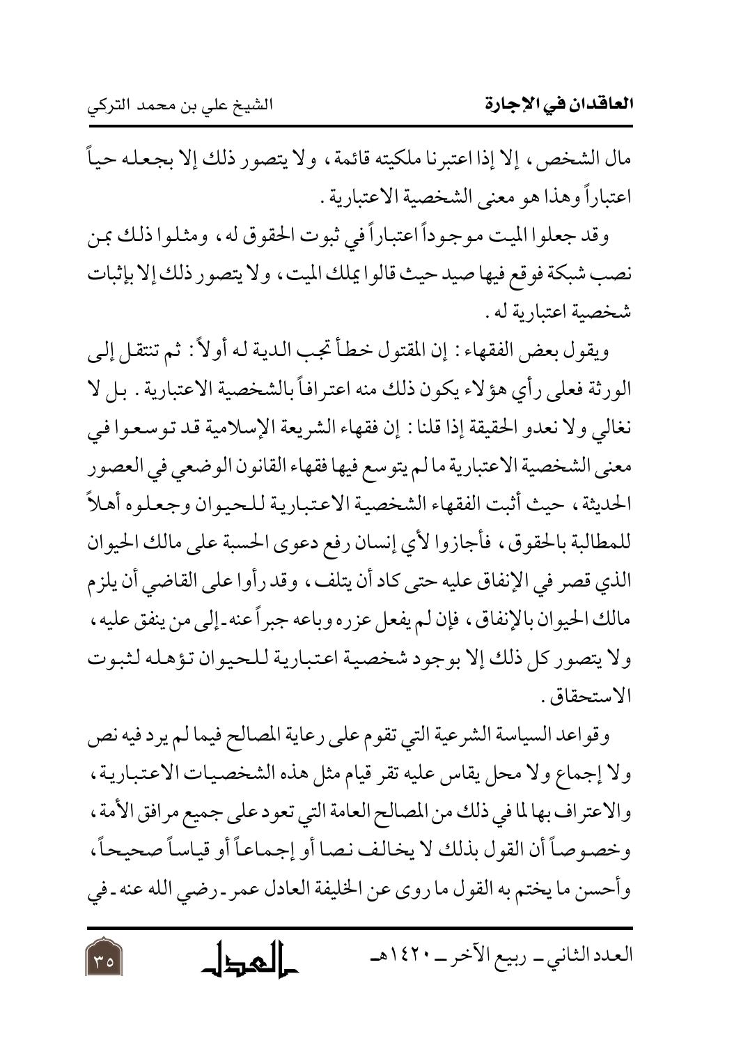مال الشخص، إلا إذا اعتبرنا ملكيته قائمة، ولا يتصور ذلك إلا بجعله حياً اعتباراً وهذا هو معنى الشخصية الاعتبارية.

وقد جعلوا الميت موجوداً اعتباراً في ثبوت الحقوق له، ومثلوا ذلك بمن نصب شبكة فوقع فيها صيد حيث قالوا يملك الميت، ولا يتصور ذلك إلا بإثبات شخصية اعتبارية له.

ويقول بعض الفقهاء: إن المقتول خطأ تجب الدية له أولاً: ثم تنتقل إلى الورثة فعلى رأي هؤلاء يكون ذلك منه اعترافاً بالشخصية الاعتبارية. بل لا نغالي ولا نعدو الحقيقة إذا قلنا: إن فقهاء الشريعة الإسلامية قد توسعوا في معنى الشخصية الاعتبارية ما لم يتوسع فيها فقهاء القانون الوضعي في العصور الحديثة، حيث أثبت الفقهاء الشخصية الاعتبارية للحيوان وجعلوه أهلاً للمطالبة بالحقوق، فأجازوا لأي إنسان رفع دعوى الحسبة على مالك الحيوان الذي قصر في الإنفاق عليه حتى كاد أن يتلف، وقد رأوا على القاضي أن يلزم مالك الحيوان بالإنفاق، فإن لم يفعل عزره وباعه جبراً عنه-إلى من ينفق عليه، ولا يتصور كل ذلك إلا بوجود شخصية اعتبارية للحيوان تؤهله لثبوت الاستحقاق.

وقواعد السياسة الشرعية التي تقوم على رعاية المصالح فيما لم يرد فيه نص ولا إجماع ولا محل يقاس عليه تقر قيام مثل هذه الشخصيات الاعتبارية، والاعتراف بها لما في ذلك من المصالح العامة التي تعود على جميع مرافق الأمة، وخصوصاً أن القول بذلك لا يخالف نصا أو إجماعاً أو قياساً صحيحاً، وأحسن ما يختتم به القول ما روى عن الخليفة العادل عمر-رضي الله عنه-في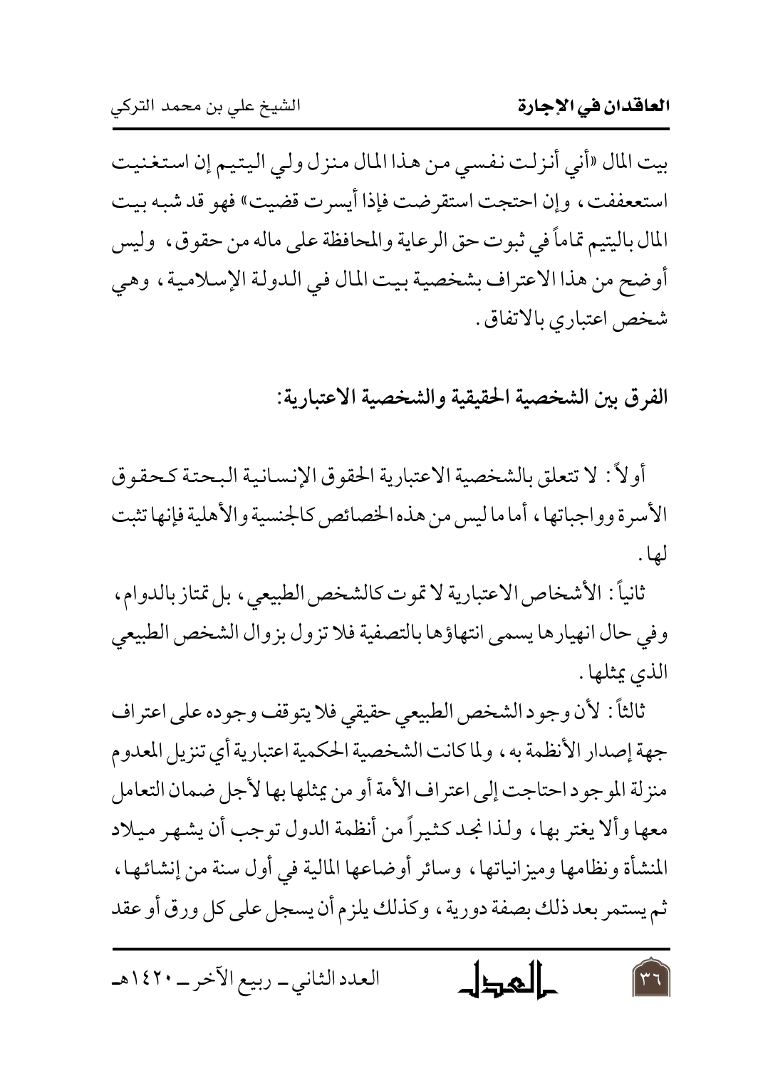بيت المال «أني أنزلت نفسي من هذا المال منزل ولي اليتيم إن استغنيت استعففت، وإن احتجت استقرضت فإذا أيسرت قضيت» فهو قد شبه بيت المال باليتيم تماماً في ثبوت حق الرعاية والمحافظة على ماله من حقوق، وليس أوضح من هذا الاعتراف بشخصية بيت المال في الدولة الإسلامية، وهي شخص اعتباري بالاتفاق.

### الفرق بين الشخصية الحقيقية والشخصية الاعتبارية:

أولاً: لا تتعلق بالشخصية الاعتبارية الحقوق الإنسانية البحتة كحقوق الأسرة وواجباتها، أما ما ليس من هذه الخصائص كالجنسية والأهلية فإنها تثبت لها.

ثانياً: الأشخاص الاعتبارية لا تموت كالشخص الطبيعي، بل تمتاز بالدوام، وفي حال انهيارها يسمى انتهاؤها بالتصفية فلا تزول بزوال الشخص الطبيعي الذي يمثلها.

ثالثاً: لأن وجود الشخص الطبيعي حقيقي فلا يتوقف وجوده على اعتراف جهة إصدار الأنظمة به، ولما كانت الشخصية الحكمية اعتبارية أي تنزيل المعدوم منزلة الموجود احتاجت إلى اعتراف الأمة أو من يمثلها بها لأجل ضمان التعامل معها وألا يغتر بها، ولذا نجد كثيراً من أنظمة الدول توجب أن يشهر ميلاد المنشأة ونظامها وميزانياتها، وسائر أوضاعها المالية في أول سنة من إنشائها، ثم يستمر بعد ذلك بصفة دورية، وكذلك يلزم أن يسجل على كل ورق أو عقد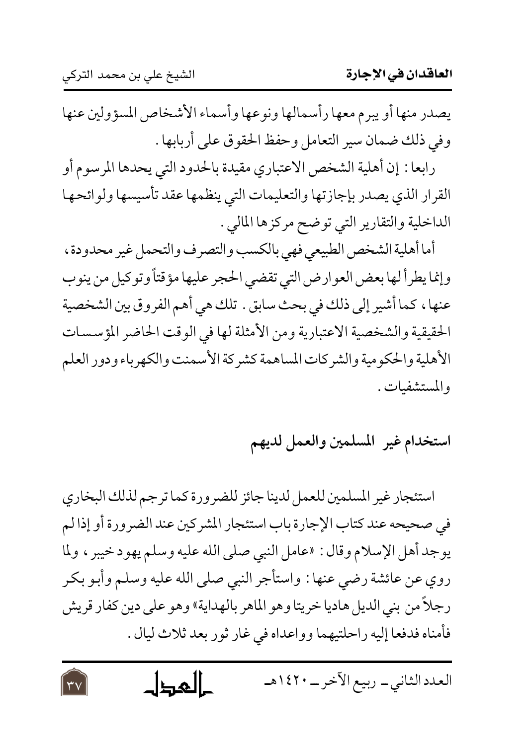يصدر منها أو يبرم معها رأسمالها ونوعها وأسماء الأشخاص المسؤولين عنها وفي ذلك ضمان سير التعامل وحفظ الحقوق على أربابها .

رابعا : إن أهلية الشخص الاعتباري مقيدة بالحدود التي يحدها المرسوم أو القرار الذي يصدر بإجازتها والتعليمات التي ينظمها عقد تأسيسها ولوائحها الداخلية والتقارير التي توضح مركزها المالي .

أما أهلية الشخص الطبيعي فهي بالكسب والتصرف والتحمل غير محدودة ، وإنما يطرأ لها بعض العوارض التي تقضي الحجر عليها مؤقتاً وتوكيل من ينوب عنها ، كما أشير إلى ذلك في بحث سابق . تلك هي أهم الفروق بين الشخصية الحقيقية والشخصية الاعتبارية ومن الأمثلة لها في الوقت الحاضر المؤسسات الأهلية والحكومية والشركات المساهمة كشركة الأسمنت والكهرباء ودور العلم والمستشفيات .

## استخدام غير المسلمين والعمل لديهم

استئجار غير المسلمين للعمل لدينا جائز للضرورة كما ترجم لذلك البخاري في صحيحه عند كتاب الإجارة باب استئجار المشركين عند الضرورة أو إذا لم يوجد أهل الإسلام وقال : «عامل النبي صلى الله عليه وسلم يهود خيبر ، ولما روي عن عائشة رضي عنها : واستأجر النبي صلى الله عليه وسلم وأبو بكر رجلاً من بني الديل هاديا خريتا وهو الماهر بالهداية» وهو على دين كفار قريش فأمناه فدفعا إليه راحلتيهما وواعداه في غار ثور بعد ثلاث ليال .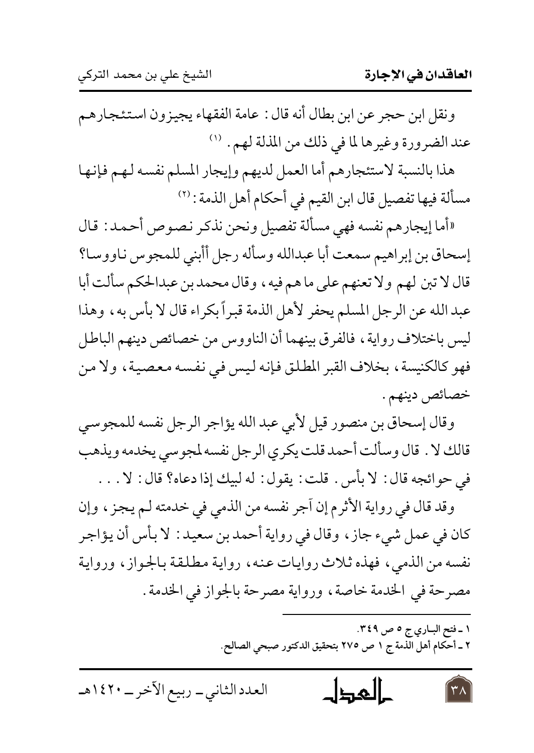ونقل ابن حجر عن ابن بطال أنه قال: عامة الفقهاء يجيزون استئجارهم عند الضرورة وغيرها لما في ذلك من المذلة لهم. [1]

هذا بالنسبة لاستئجارهم أما العمل لديهم وإيجار المسلم نفسه لهم فإنها مسألة فيها تفصيل قال ابن القيم في أحكام أهل الذمة: [2]

«أما إيجارهم نفسه فهي مسألة تفصيل ونحن نذكر نصوص أحمد: قال إسحاق بن إبراهيم سمعت أبا عبدالله وسأله رجل أأبني للمجوس ناووسا؟ قال لا تبن لهم ولا تعنهم على ما هم فيه، وقال محمد بن عبدالحكم سألت أبا عبد الله عن الرجل المسلم يحفر لأهل الذمة قبراً بكراء قال لا بأس به، وهذا ليس باختلاف رواية، فالفرق بينهما أن الناووس من خصائص دينهم الباطل فهو كالكنيسة، بخلاف القبر المطلق فإنه ليس في نفسه معصية، ولا من خصائص دينهم.

وقال إسحاق بن منصور قيل لأبي عبد الله يؤاجر الرجل نفسه للمجوسي قالك لا. قال وسألت أحمد قلت يكري الرجل نفسه لمجوسي يخدمه ويذهب في حوائجه قال: لا بأس. قلت: يقول: له لبيك إذا دعاه؟ قال: لا...

وقد قال في رواية الأثرم إن آجر نفسه من الذمي في خدمته لم يجز، وإن كان في عمل شيء جاز، وقال في رواية أحمد بن سعيد: لا بأس أن يؤاجر نفسه من الذمي، فهذه ثلاث روايات عنه، رواية مطلقة بالجواز، ورواية مصرحة في الخدمة خاصة، ورواية مصرحة بالجواز في الخدمة.

---

١ ـ فتح الباري ج ٥ ص ٣٤٩.

٢ ـ أحكام أهل الذمة ج ١ ص ٢٧٥ بتحقيق الدكتور صبحي الصالح.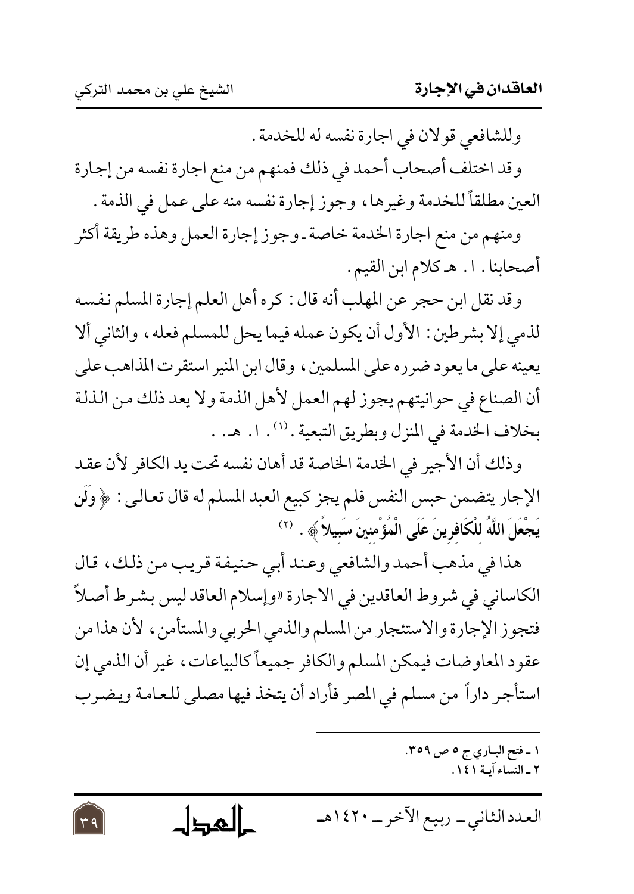وللشافعي قولان في اجارة نفسه له للخدمة.

وقد اختلف أصحاب أحمد في ذلك فمنهم من منع اجارة نفسه من إجارة العين مطلقاً للخدمة وغيرها، وجوز إجارة نفسه منه على عمل في الذمة.

ومنهم من منع اجارة الخدمة خاصة ـ وجوز إجارة العمل وهذه طريقة أكثر أصحابنا. ا. هـ كلام ابن القيم.

وقد نقل ابن حجر عن المهلب أنه قال: كره أهل العلم إجارة المسلم نفسه لذمي إلا بشرطين: الأول أن يكون عمله فيما يحل للمسلم فعله، والثاني ألا يعينه على ما يعود ضرره على المسلمين، وقال ابن المنير استقرت المذاهب على أن الصناع في حوانيتهم يجوز لهم العمل لأهل الذمة ولا يعد ذلك من الذلة بخلاف الخدمة في المنزل وبطريق التبعية.[1]. ا. هـ. .

وذلك أن الأجير في الخدمة الخاصة قد أهان نفسه تحت يد الكافر لأن عقد الإجار يتضمن حبس النفس فلم يجز كبيع العبد المسلم له قال تعالى: ﴿ **وَلَن يَجْعَلَ اللَّهُ لِلْكَافِرِينَ عَلَى الْمُؤْمِنِينَ سَبِيلاً** ﴾.[2]

هذا في مذهب أحمد والشافعي وعند أبي حنيفة قريب من ذلك، قال الكاساني في شروط العاقدين في الاجارة «وإسلام العاقد ليس بشرط أصلاً فتجوز الإجارة والاستئجار من المسلم والذمي الحربي والمستأمن، لأن هذا من عقود المعاوضات فيمكن المسلم والكافر جميعاً كالبياعات، غير أن الذمي إن استأجر داراً من مسلم في المصر فأراد أن يتخذ فيها مصلى للعامة ويضرب

---

١ ـ فتح الباري ج ٥ ص ٣٥٩.
٢ ـ النساء آية ١٤١.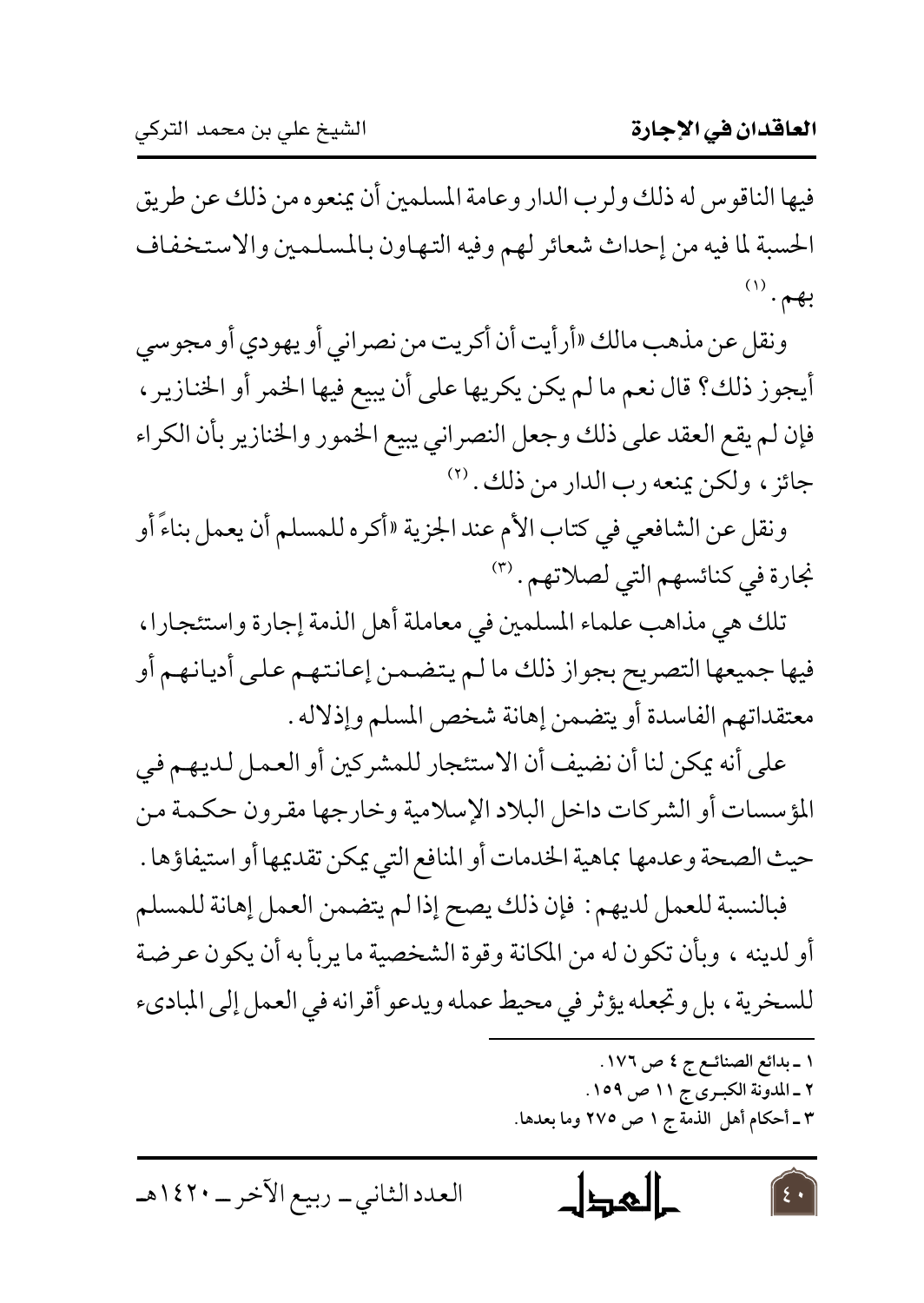فيها الناقوس له ذلك ولرب الدار وعامة المسلمين أن يمنعوه من ذلك عن طريق الحسبة لما فيه من إحداث شعائر لهم وفيه التهاون بالمسلمين والاستخفاف بهم.[1]

ونقل عن مذهب مالك «أرأيت أن أكريت من نصراني أو يهودي أو مجوسي أيجوز ذلك؟ قال نعم ما لم يكن يكريها على أن يبيع فيها الخمر أو الخنازير، فإن لم يقع العقد على ذلك وجعل النصراني يبيع الخمور والخنازير بأن الكراء جائز، ولكن يمنعه رب الدار من ذلك.[2]

ونقل عن الشافعي في كتاب الأم عند الجزية «أكره للمسلم أن يعمل بناءً أو نجارة في كنائسهم التي لصلاتهم.[3]

تلك هي مذاهب علماء المسلمين في معاملة أهل الذمة إجارة واستئجارا، فيها جميعها التصريح بجواز ذلك ما لم يتضمن إعانتهم على أديانهم أو معتقداتهم الفاسدة أو يتضمن إهانة شخص المسلم وإذلاله.

على أنه يمكن لنا أن نضيف أن الاستئجار للمشركين أو العمل لديهم في المؤسسات أو الشركات داخل البلاد الإسلامية وخارجها مقرون حكمة من حيث الصحة وعدمها بماهية الخدمات أو المنافع التي يمكن تقديمها أو استيفاؤها.

فبالنسبة للعمل لديهم: فإن ذلك يصح إذا لم يتضمن العمل إهانة للمسلم أو لدينه، وبأن تكون له من المكانة وقوة الشخصية ما يربأ به أن يكون عرضة للسخرية، بل وتجعله يؤثر في محيط عمله ويدعو أقرانه في العمل إلى المبادىء

---

١ ـ بدائع الصنائع ج ٤ ص ١٧٦.

٢ ـ المدونة الكبرى ج ١١ ص ١٥٩.

٣ ـ أحكام أهل الذمة ج ١ ص ٢٧٥ وما بعدها.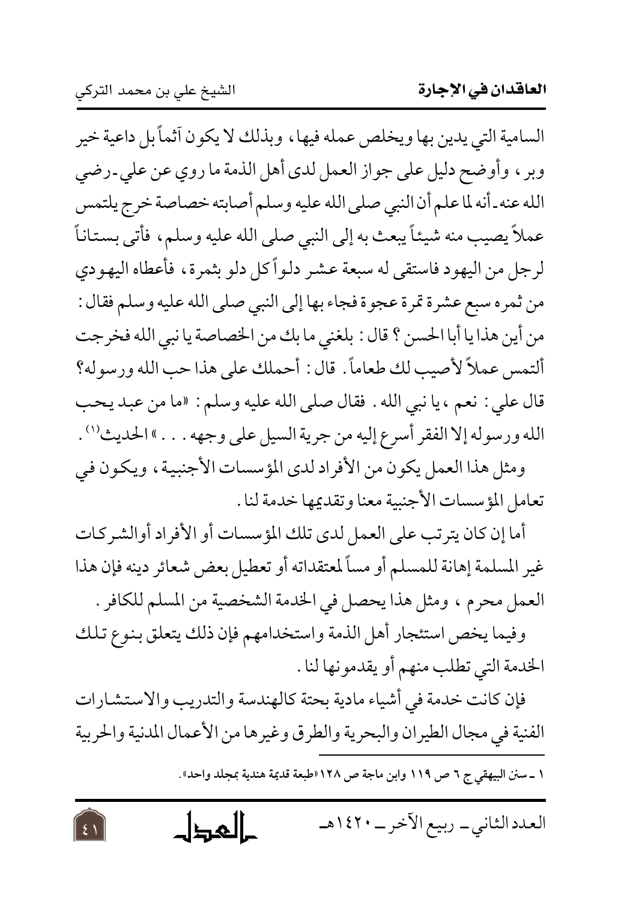السامية التي يدين بها ويخلص عمله فيها، وبذلك لا يكون آثماً بل داعية خير وبر، وأوضح دليل على جواز العمل لدى أهل الذمة ما روي عن علي ـ رضي الله عنه ـ أنه لما علم أن النبي صلى الله عليه وسلم أصابته خصاصة خرج يلتمس عملاً يصيب منه شيئاً يبعث به إلى النبي صلى الله عليه وسلم، فأتى بستاناً لرجل من اليهود فاستقى له سبعة عشر دلواً كل دلو بثمرة، فأعطاه اليهودي من ثمره سبع عشرة تمرة عجوة فجاء بها إلى النبي صلى الله عليه وسلم فقال: من أين هذا يا أبا الحسن؟ قال: بلغني ما بك من الخصاصة يا نبي الله فخرجت ألتمس عملاً لأصيب لك طعاماً. قال: أحملك على هذا حب الله ورسوله؟ قال علي: نعم، يا نبي الله. فقال صلى الله عليه وسلم: «ما من عبد يحب الله ورسوله إلا الفقر أسرع إليه من جرية السيل على وجهه...» الحديث[1].

ومثل هذا العمل يكون من الأفراد لدى المؤسسات الأجنبية، ويكون في تعامل المؤسسات الأجنبية معنا وتقديمها خدمة لنا.

أما إن كان يترتب على العمل لدى تلك المؤسسات أو الأفراد أوالشركات غير المسلمة إهانة للمسلم أو مساً لمعتقداته أو تعطيل بعض شعائر دينه فإن هذا العمل محرم، ومثل هذا يحصل في الخدمة الشخصية من المسلم للكافر.

وفيما يخص استئجار أهل الذمة واستخدامهم فإن ذلك يتعلق بنوع تلك الخدمة التي تطلب منهم أو يقدمونها لنا.

فإن كانت خدمة في أشياء مادية بحتة كالهندسة والتدريب والاستشارات الفنية في مجال الطيران والبحرية والطرق وغيرها من الأعمال المدنية والحربية

---

١ ـ سنن البيهقي ج ٦ ص ١١٩ وابن ماجة ص ١٢٨ «طبعة قديمة هندية بمجلد واحد».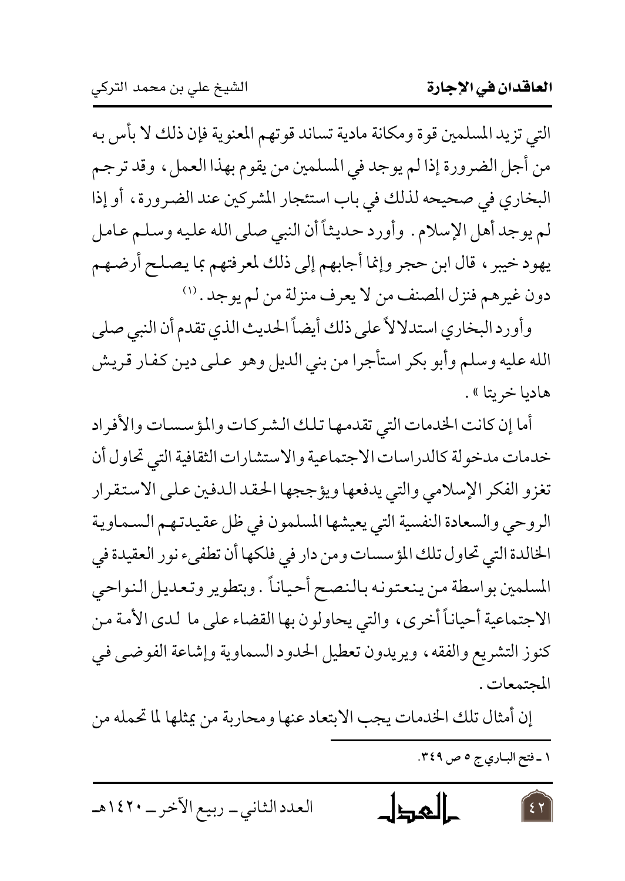التي تزيد المسلمين قوة ومكانة مادية تساند قوتهم المعنوية فإن ذلك لا بأس به من أجل الضرورة إذا لم يوجد في المسلمين من يقوم بهذا العمل، وقد ترجم البخاري في صحيحه لذلك في باب استئجار المشركين عند الضرورة، أو إذا لم يوجد أهل الإسلام. وأورد حديثاً أن النبي صلى الله عليه وسلم عامل يهود خيبر، قال ابن حجر وإنما أجابهم إلى ذلك لمعرفتهم بما يصلح أرضهم دون غيرهم فنزل المصنف من لا يعرف منزلة من لم يوجد.[1]

وأورد البخاري استدلالاً على ذلك أيضاً الحديث الذي تقدم أن النبي صلى الله عليه وسلم وأبو بكر استأجرا من بني الديل وهو على دين كفار قريش هاديا خريتا ».

أما إن كانت الخدمات التي تقدمها تلك الشركات والمؤسسات والأفراد خدمات مدخولة كالدراسات الاجتماعية والاستشارات الثقافية التي تحاول أن تغزو الفكر الإسلامي والتي يدفعها ويؤججها الحقد الدفين على الاستقرار الروحي والسعادة النفسية التي يعيشها المسلمون في ظل عقيدتهم السماوية الخالدة التي تحاول تلك المؤسسات ومن دار في فلكها أن تطفىء نور العقيدة في المسلمين بواسطة من ينعتونه بالنصح أحياناً. وبتطوير وتعديل النواحي الاجتماعية أحياناً أخرى، والتي يحاولون بها القضاء على ما لدى الأمة من كنوز التشريع والفقه، ويريدون تعطيل الحدود السماوية وإشاعة الفوضى في المجتمعات.

إن أمثال تلك الخدمات يجب الابتعاد عنها ومحاربة من يمثلها لما تحمله من

---

١ ـ فتح الباري ج ٥ ص ٣٤٩.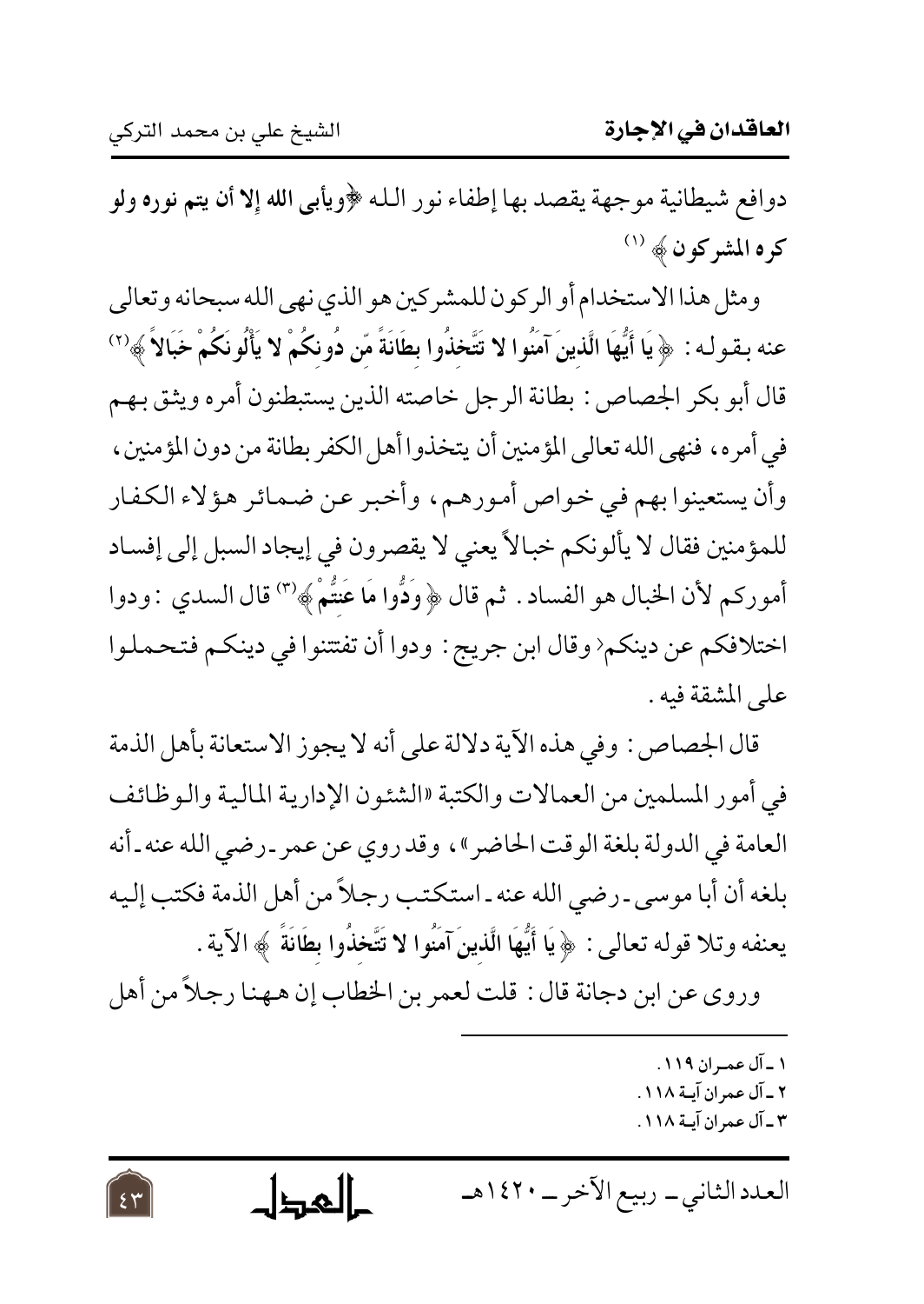دوافع شيطانية موجهة يقصد بها إطفاء نور الله ﴿**ويأبى الله إلا أن يتم نوره ولو كره المشركون**﴾ [1]

ومثل هذا الاستخدام أو الركون للمشركين هو الذي نهى الله سبحانه وتعالى عنه بقوله: ﴿**يَا أَيُّهَا الَّذِينَ آمَنُوا لا تَتَّخِذُوا بِطَانَةً مِّن دُونِكُمْ لا يَأْلُونَكُمْ خَبَالاً**﴾[2] قال أبو بكر الجصاص: بطانة الرجل خاصته الذين يستبطنون أمره ويثق بهم في أمره، فنهى الله تعالى المؤمنين أن يتخذوا أهل الكفر بطانة من دون المؤمنين، وأن يستعينوا بهم في خواص أمورهم، وأخبر عن ضمائر هؤلاء الكفار للمؤمنين فقال لا يألونكم خبالاً يعني لا يقصرون في إيجاد السبل إلى إفساد أموركم لأن الخبال هو الفساد. ثم قال ﴿**وَدُّوا مَا عَنِتُّمْ**﴾[3] قال السدي: ودوا اختلافكم عن دينكم‹ وقال ابن جريج: ودوا أن تفتتنوا في دينكم فتحملوا على المشقة فيه.

قال الجصاص: وفي هذه الآية دلالة على أنه لا يجوز الاستعانة بأهل الذمة في أمور المسلمين من العمالات والكتبة «الشئون الإدارية المالية والوظائف العامة في الدولة بلغة الوقت الحاضر»، وقد روي عن عمر - رضي الله عنه - أنه بلغه أن أبا موسى - رضي الله عنه - استكتب رجلاً من أهل الذمة فكتب إليه يعنفه وتلا قوله تعالى: ﴿**يَا أَيُّهَا الَّذِينَ آمَنُوا لا تَتَّخِذُوا بِطَانَةً**﴾ الآية.

وروى عن ابن دجانة قال: قلت لعمر بن الخطاب إن ههنا رجلاً من أهل

---

١ - آل عمران ١١٩.

٢ - آل عمران آية ١١٨.

٣ - آل عمران آية ١١٨.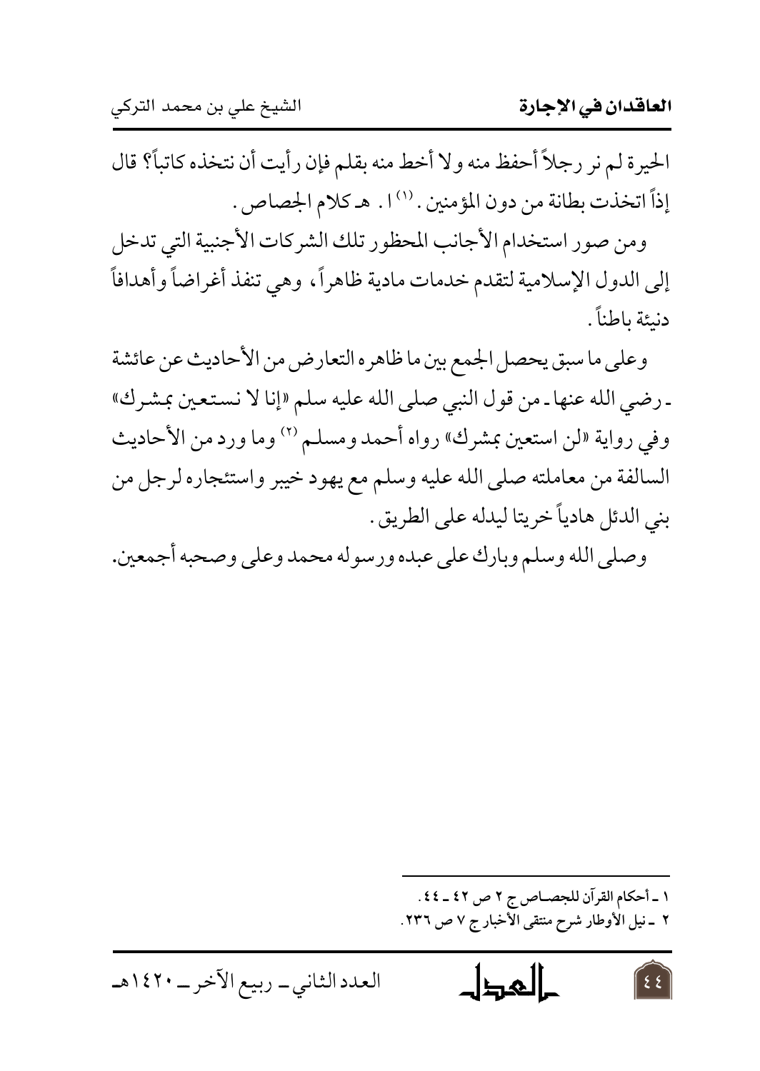الحيرة لم نر رجلاً أحفظ منه ولا أخط منه بقلم فإن رأيت أن نتخذه كاتباً؟ قال إذاً اتخذت بطانة من دون المؤمنين.[1] ا. هـ كلام الجصاص.

ومن صور استخدام الأجانب المحظور تلك الشركات الأجنبية التي تدخل إلى الدول الإسلامية لتقدم خدمات مادية ظاهراً، وهي تنفذ أغراضاً وأهدافاً دنيئة باطناً.

وعلى ما سبق يحصل الجمع بين ما ظاهره التعارض من الأحاديث عن عائشة ـ رضي الله عنها ـ من قول النبي صلى الله عليه سلم «إنا لا نستعين بمشرك» وفي رواية «لن استعين بمشرك» رواه أحمد ومسلم[2] وما ورد من الأحاديث السالفة من معاملته صلى الله عليه وسلم مع يهود خيبر واستئجاره لرجل من بني الدئل هادياً خريتا ليدله على الطريق.

وصلى الله وسلم وبارك على عبده ورسوله محمد وعلى وصحبه أجمعين.

---

١ ـ أحكام القرآن للجصاص ج ٢ ص ٤٢ ـ ٤٤.

٢ ـ نيل الأوطار شرح منتقى الأخبار ج ٧ ص ٢٣٦.